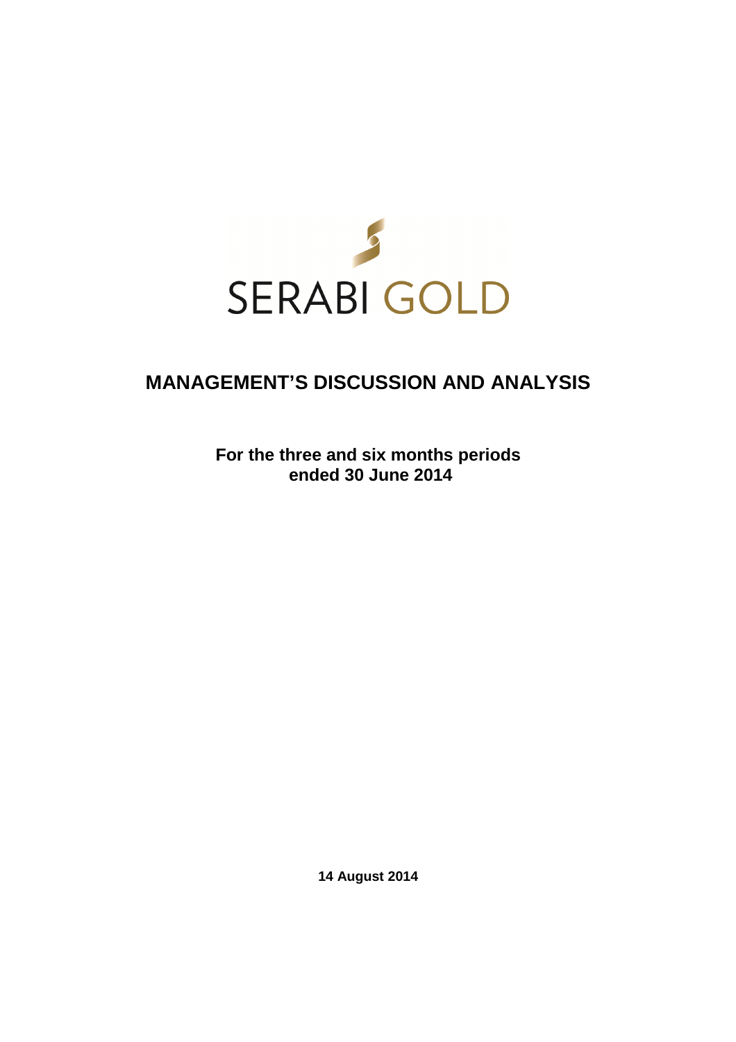SERABI GOLD

# MANAGEMENT'S DISCUSSION AND ANALYSIS

**For the three and six months periods ended 30 June 2014**

**14 August 2014**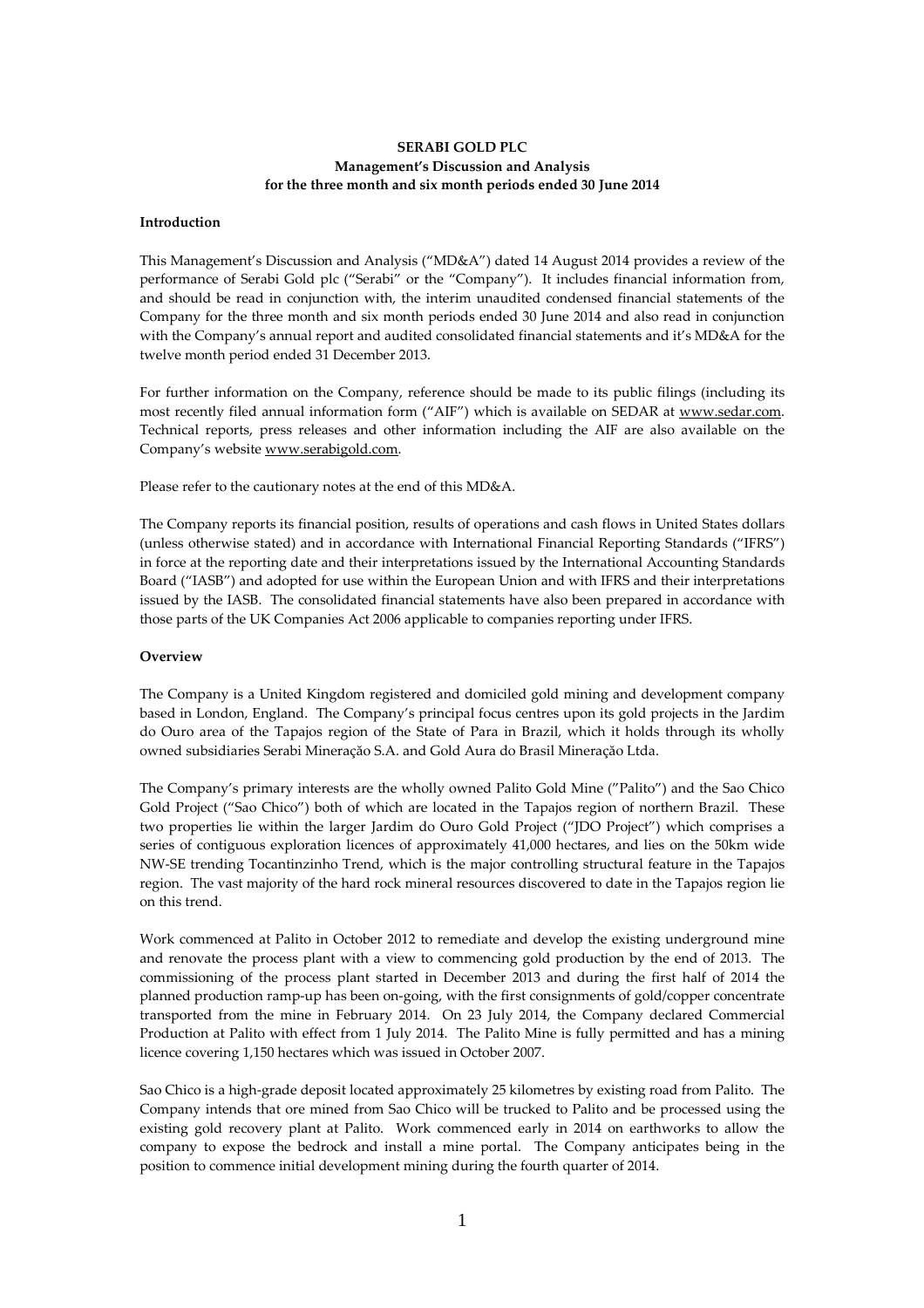**SERABI GOLD PLC**
**Management's Discussion and Analysis**
**for the three month and six month periods ended 30 June 2014**

**Introduction**

This Management's Discussion and Analysis ("MD&A") dated 14 August 2014 provides a review of the performance of Serabi Gold plc ("Serabi" or the "Company"). It includes financial information from, and should be read in conjunction with, the interim unaudited condensed financial statements of the Company for the three month and six month periods ended 30 June 2014 and also read in conjunction with the Company's annual report and audited consolidated financial statements and it's MD&A for the twelve month period ended 31 December 2013.

For further information on the Company, reference should be made to its public filings (including its most recently filed annual information form ("AIF") which is available on SEDAR at www.sedar.com. Technical reports, press releases and other information including the AIF are also available on the Company's website www.serabigold.com.

Please refer to the cautionary notes at the end of this MD&A.

The Company reports its financial position, results of operations and cash flows in United States dollars (unless otherwise stated) and in accordance with International Financial Reporting Standards ("IFRS") in force at the reporting date and their interpretations issued by the International Accounting Standards Board ("IASB") and adopted for use within the European Union and with IFRS and their interpretations issued by the IASB. The consolidated financial statements have also been prepared in accordance with those parts of the UK Companies Act 2006 applicable to companies reporting under IFRS.

**Overview**

The Company is a United Kingdom registered and domiciled gold mining and development company based in London, England. The Company's principal focus centres upon its gold projects in the Jardim do Ouro area of the Tapajos region of the State of Para in Brazil, which it holds through its wholly owned subsidiaries Serabi Mineração S.A. and Gold Aura do Brasil Mineração Ltda.

The Company's primary interests are the wholly owned Palito Gold Mine ("Palito") and the Sao Chico Gold Project ("Sao Chico") both of which are located in the Tapajos region of northern Brazil. These two properties lie within the larger Jardim do Ouro Gold Project ("JDO Project") which comprises a series of contiguous exploration licences of approximately 41,000 hectares, and lies on the 50km wide NW-SE trending Tocantinzinho Trend, which is the major controlling structural feature in the Tapajos region. The vast majority of the hard rock mineral resources discovered to date in the Tapajos region lie on this trend.

Work commenced at Palito in October 2012 to remediate and develop the existing underground mine and renovate the process plant with a view to commencing gold production by the end of 2013. The commissioning of the process plant started in December 2013 and during the first half of 2014 the planned production ramp-up has been on-going, with the first consignments of gold/copper concentrate transported from the mine in February 2014. On 23 July 2014, the Company declared Commercial Production at Palito with effect from 1 July 2014. The Palito Mine is fully permitted and has a mining licence covering 1,150 hectares which was issued in October 2007.

Sao Chico is a high-grade deposit located approximately 25 kilometres by existing road from Palito. The Company intends that ore mined from Sao Chico will be trucked to Palito and be processed using the existing gold recovery plant at Palito. Work commenced early in 2014 on earthworks to allow the company to expose the bedrock and install a mine portal. The Company anticipates being in the position to commence initial development mining during the fourth quarter of 2014.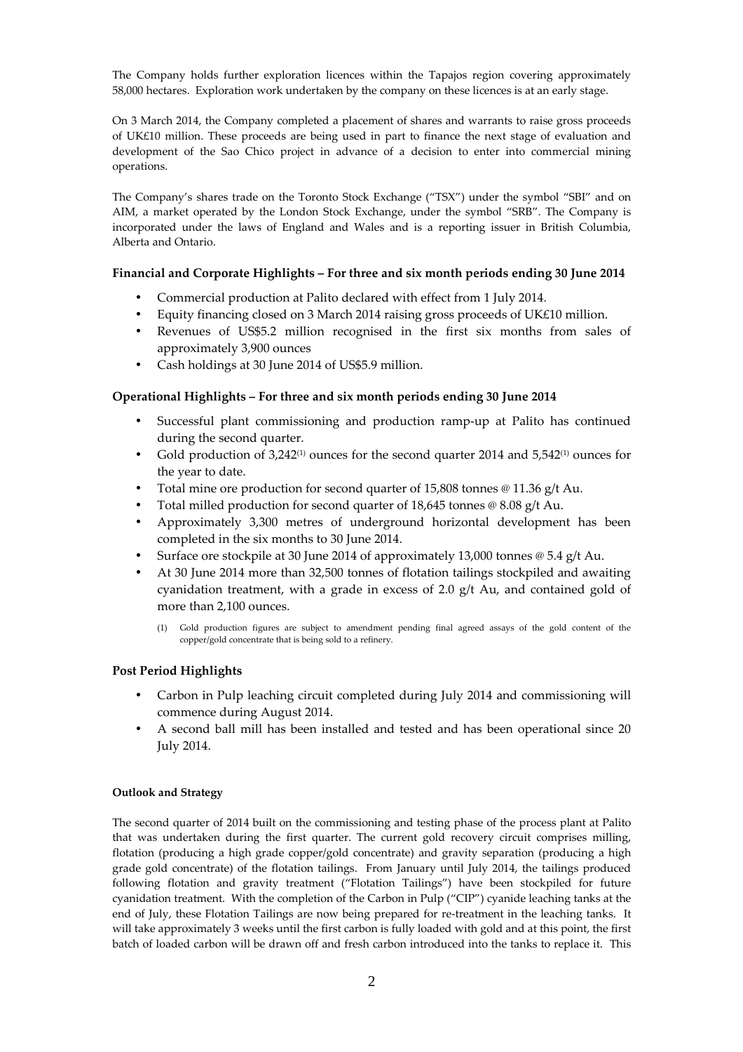The Company holds further exploration licences within the Tapajos region covering approximately 58,000 hectares. Exploration work undertaken by the company on these licences is at an early stage.

On 3 March 2014, the Company completed a placement of shares and warrants to raise gross proceeds of UK£10 million. These proceeds are being used in part to finance the next stage of evaluation and development of the Sao Chico project in advance of a decision to enter into commercial mining operations.

The Company's shares trade on the Toronto Stock Exchange ("TSX") under the symbol "SBI" and on AIM, a market operated by the London Stock Exchange, under the symbol "SRB". The Company is incorporated under the laws of England and Wales and is a reporting issuer in British Columbia, Alberta and Ontario.

### Financial and Corporate Highlights – For three and six month periods ending 30 June 2014

- Commercial production at Palito declared with effect from 1 July 2014.
- Equity financing closed on 3 March 2014 raising gross proceeds of UK£10 million.
- Revenues of US$5.2 million recognised in the first six months from sales of approximately 3,900 ounces
- Cash holdings at 30 June 2014 of US$5.9 million.

### Operational Highlights – For three and six month periods ending 30 June 2014

- Successful plant commissioning and production ramp-up at Palito has continued during the second quarter.
- Gold production of 3,242[(1)] ounces for the second quarter 2014 and 5,542[(1)] ounces for the year to date.
- Total mine ore production for second quarter of 15,808 tonnes @ 11.36 g/t Au.
- Total milled production for second quarter of 18,645 tonnes @ 8.08 g/t Au.
- Approximately 3,300 metres of underground horizontal development has been completed in the six months to 30 June 2014.
- Surface ore stockpile at 30 June 2014 of approximately 13,000 tonnes @ 5.4 g/t Au.
- At 30 June 2014 more than 32,500 tonnes of flotation tailings stockpiled and awaiting cyanidation treatment, with a grade in excess of 2.0 g/t Au, and contained gold of more than 2,100 ounces.

  (1) Gold production figures are subject to amendment pending final agreed assays of the gold content of the copper/gold concentrate that is being sold to a refinery.

### Post Period Highlights

- Carbon in Pulp leaching circuit completed during July 2014 and commissioning will commence during August 2014.
- A second ball mill has been installed and tested and has been operational since 20 July 2014.

#### Outlook and Strategy

The second quarter of 2014 built on the commissioning and testing phase of the process plant at Palito that was undertaken during the first quarter. The current gold recovery circuit comprises milling, flotation (producing a high grade copper/gold concentrate) and gravity separation (producing a high grade gold concentrate) of the flotation tailings. From January until July 2014, the tailings produced following flotation and gravity treatment ("Flotation Tailings") have been stockpiled for future cyanidation treatment. With the completion of the Carbon in Pulp ("CIP") cyanide leaching tanks at the end of July, these Flotation Tailings are now being prepared for re-treatment in the leaching tanks. It will take approximately 3 weeks until the first carbon is fully loaded with gold and at this point, the first batch of loaded carbon will be drawn off and fresh carbon introduced into the tanks to replace it. This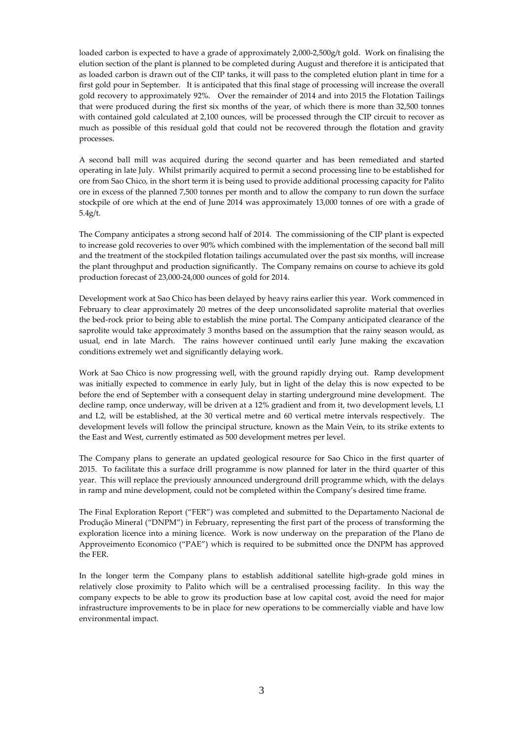loaded carbon is expected to have a grade of approximately 2,000-2,500g/t gold. Work on finalising the elution section of the plant is planned to be completed during August and therefore it is anticipated that as loaded carbon is drawn out of the CIP tanks, it will pass to the completed elution plant in time for a first gold pour in September. It is anticipated that this final stage of processing will increase the overall gold recovery to approximately 92%. Over the remainder of 2014 and into 2015 the Flotation Tailings that were produced during the first six months of the year, of which there is more than 32,500 tonnes with contained gold calculated at 2,100 ounces, will be processed through the CIP circuit to recover as much as possible of this residual gold that could not be recovered through the flotation and gravity processes.

A second ball mill was acquired during the second quarter and has been remediated and started operating in late July. Whilst primarily acquired to permit a second processing line to be established for ore from Sao Chico, in the short term it is being used to provide additional processing capacity for Palito ore in excess of the planned 7,500 tonnes per month and to allow the company to run down the surface stockpile of ore which at the end of June 2014 was approximately 13,000 tonnes of ore with a grade of 5.4g/t.

The Company anticipates a strong second half of 2014. The commissioning of the CIP plant is expected to increase gold recoveries to over 90% which combined with the implementation of the second ball mill and the treatment of the stockpiled flotation tailings accumulated over the past six months, will increase the plant throughput and production significantly. The Company remains on course to achieve its gold production forecast of 23,000-24,000 ounces of gold for 2014.

Development work at Sao Chico has been delayed by heavy rains earlier this year. Work commenced in February to clear approximately 20 metres of the deep unconsolidated saprolite material that overlies the bed-rock prior to being able to establish the mine portal. The Company anticipated clearance of the saprolite would take approximately 3 months based on the assumption that the rainy season would, as usual, end in late March. The rains however continued until early June making the excavation conditions extremely wet and significantly delaying work.

Work at Sao Chico is now progressing well, with the ground rapidly drying out. Ramp development was initially expected to commence in early July, but in light of the delay this is now expected to be before the end of September with a consequent delay in starting underground mine development. The decline ramp, once underway, will be driven at a 12% gradient and from it, two development levels, L1 and L2, will be established, at the 30 vertical metre and 60 vertical metre intervals respectively. The development levels will follow the principal structure, known as the Main Vein, to its strike extents to the East and West, currently estimated as 500 development metres per level.

The Company plans to generate an updated geological resource for Sao Chico in the first quarter of 2015. To facilitate this a surface drill programme is now planned for later in the third quarter of this year. This will replace the previously announced underground drill programme which, with the delays in ramp and mine development, could not be completed within the Company's desired time frame.

The Final Exploration Report ("FER") was completed and submitted to the Departamento Nacional de Produção Mineral ("DNPM") in February, representing the first part of the process of transforming the exploration licence into a mining licence. Work is now underway on the preparation of the Plano de Approveimento Economico ("PAE") which is required to be submitted once the DNPM has approved the FER.

In the longer term the Company plans to establish additional satellite high-grade gold mines in relatively close proximity to Palito which will be a centralised processing facility. In this way the company expects to be able to grow its production base at low capital cost, avoid the need for major infrastructure improvements to be in place for new operations to be commercially viable and have low environmental impact.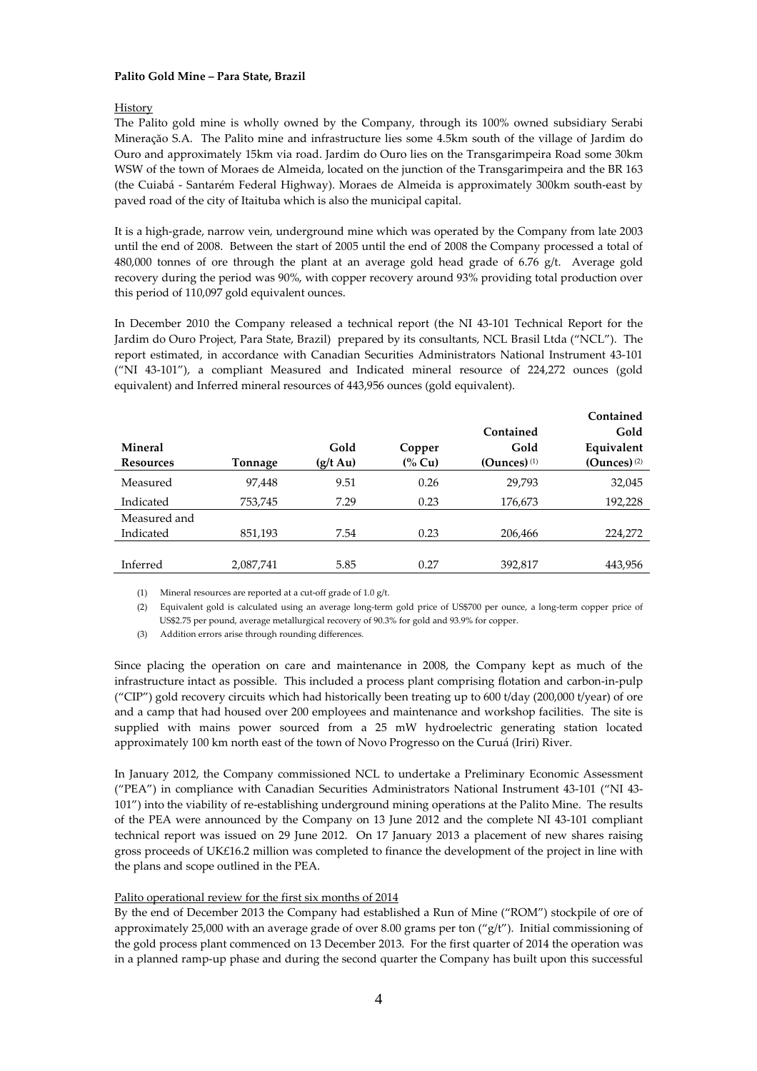**Palito Gold Mine – Para State, Brazil**

History

The Palito gold mine is wholly owned by the Company, through its 100% owned subsidiary Serabi Mineração S.A. The Palito mine and infrastructure lies some 4.5km south of the village of Jardim do Ouro and approximately 15km via road. Jardim do Ouro lies on the Transgarimpeira Road some 30km WSW of the town of Moraes de Almeida, located on the junction of the Transgarimpeira and the BR 163 (the Cuiabá - Santarém Federal Highway). Moraes de Almeida is approximately 300km south-east by paved road of the city of Itaituba which is also the municipal capital.

It is a high-grade, narrow vein, underground mine which was operated by the Company from late 2003 until the end of 2008. Between the start of 2005 until the end of 2008 the Company processed a total of 480,000 tonnes of ore through the plant at an average gold head grade of 6.76 g/t. Average gold recovery during the period was 90%, with copper recovery around 93% providing total production over this period of 110,097 gold equivalent ounces.

In December 2010 the Company released a technical report (the NI 43-101 Technical Report for the Jardim do Ouro Project, Para State, Brazil) prepared by its consultants, NCL Brasil Ltda ("NCL"). The report estimated, in accordance with Canadian Securities Administrators National Instrument 43-101 ("NI 43-101"), a compliant Measured and Indicated mineral resource of 224,272 ounces (gold equivalent) and Inferred mineral resources of 443,956 ounces (gold equivalent).

| Mineral Resources | Tonnage | Gold (g/t Au) | Copper (% Cu) | Contained Gold (Ounces) (1) | Contained Gold Equivalent (Ounces) (2) |
|---|---|---|---|---|---|
| Measured | 97,448 | 9.51 | 0.26 | 29,793 | 32,045 |
| Indicated | 753,745 | 7.29 | 0.23 | 176,673 | 192,228 |
| Measured and Indicated | 851,193 | 7.54 | 0.23 | 206,466 | 224,272 |
| Inferred | 2,087,741 | 5.85 | 0.27 | 392,817 | 443,956 |

(1) Mineral resources are reported at a cut-off grade of 1.0 g/t.

(2) Equivalent gold is calculated using an average long-term gold price of US$700 per ounce, a long-term copper price of US$2.75 per pound, average metallurgical recovery of 90.3% for gold and 93.9% for copper.

(3) Addition errors arise through rounding differences.

Since placing the operation on care and maintenance in 2008, the Company kept as much of the infrastructure intact as possible. This included a process plant comprising flotation and carbon-in-pulp ("CIP") gold recovery circuits which had historically been treating up to 600 t/day (200,000 t/year) of ore and a camp that had housed over 200 employees and maintenance and workshop facilities. The site is supplied with mains power sourced from a 25 mW hydroelectric generating station located approximately 100 km north east of the town of Novo Progresso on the Curuá (Iriri) River.

In January 2012, the Company commissioned NCL to undertake a Preliminary Economic Assessment ("PEA") in compliance with Canadian Securities Administrators National Instrument 43-101 ("NI 43-101") into the viability of re-establishing underground mining operations at the Palito Mine. The results of the PEA were announced by the Company on 13 June 2012 and the complete NI 43-101 compliant technical report was issued on 29 June 2012. On 17 January 2013 a placement of new shares raising gross proceeds of UK£16.2 million was completed to finance the development of the project in line with the plans and scope outlined in the PEA.

Palito operational review for the first six months of 2014

By the end of December 2013 the Company had established a Run of Mine ("ROM") stockpile of ore of approximately 25,000 with an average grade of over 8.00 grams per ton ("g/t"). Initial commissioning of the gold process plant commenced on 13 December 2013. For the first quarter of 2014 the operation was in a planned ramp-up phase and during the second quarter the Company has built upon this successful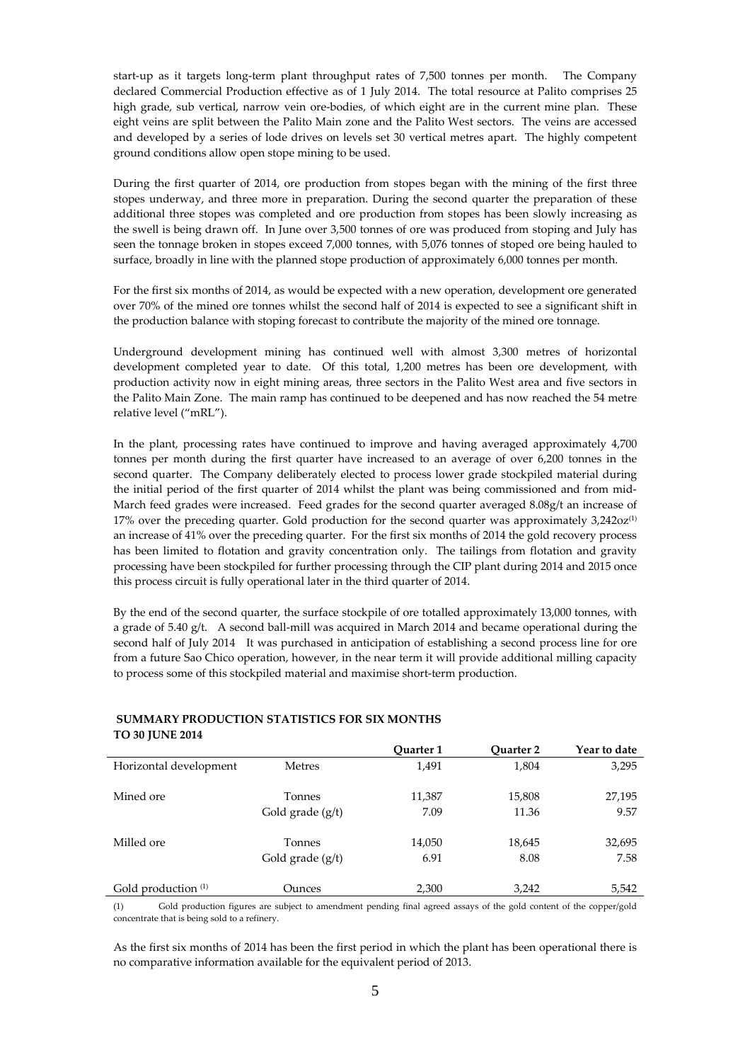start-up as it targets long-term plant throughput rates of 7,500 tonnes per month. The Company declared Commercial Production effective as of 1 July 2014. The total resource at Palito comprises 25 high grade, sub vertical, narrow vein ore-bodies, of which eight are in the current mine plan. These eight veins are split between the Palito Main zone and the Palito West sectors. The veins are accessed and developed by a series of lode drives on levels set 30 vertical metres apart. The highly competent ground conditions allow open stope mining to be used.

During the first quarter of 2014, ore production from stopes began with the mining of the first three stopes underway, and three more in preparation. During the second quarter the preparation of these additional three stopes was completed and ore production from stopes has been slowly increasing as the swell is being drawn off. In June over 3,500 tonnes of ore was produced from stoping and July has seen the tonnage broken in stopes exceed 7,000 tonnes, with 5,076 tonnes of stoped ore being hauled to surface, broadly in line with the planned stope production of approximately 6,000 tonnes per month.

For the first six months of 2014, as would be expected with a new operation, development ore generated over 70% of the mined ore tonnes whilst the second half of 2014 is expected to see a significant shift in the production balance with stoping forecast to contribute the majority of the mined ore tonnage.

Underground development mining has continued well with almost 3,300 metres of horizontal development completed year to date. Of this total, 1,200 metres has been ore development, with production activity now in eight mining areas, three sectors in the Palito West area and five sectors in the Palito Main Zone. The main ramp has continued to be deepened and has now reached the 54 metre relative level ("mRL").

In the plant, processing rates have continued to improve and having averaged approximately 4,700 tonnes per month during the first quarter have increased to an average of over 6,200 tonnes in the second quarter. The Company deliberately elected to process lower grade stockpiled material during the initial period of the first quarter of 2014 whilst the plant was being commissioned and from mid-March feed grades were increased. Feed grades for the second quarter averaged 8.08g/t an increase of 17% over the preceding quarter. Gold production for the second quarter was approximately 3,242oz[1] an increase of 41% over the preceding quarter. For the first six months of 2014 the gold recovery process has been limited to flotation and gravity concentration only. The tailings from flotation and gravity processing have been stockpiled for further processing through the CIP plant during 2014 and 2015 once this process circuit is fully operational later in the third quarter of 2014.

By the end of the second quarter, the surface stockpile of ore totalled approximately 13,000 tonnes, with a grade of 5.40 g/t. A second ball-mill was acquired in March 2014 and became operational during the second half of July 2014 It was purchased in anticipation of establishing a second process line for ore from a future Sao Chico operation, however, in the near term it will provide additional milling capacity to process some of this stockpiled material and maximise short-term production.

**SUMMARY PRODUCTION STATISTICS FOR SIX MONTHS TO 30 JUNE 2014**

| | | Quarter 1 | Quarter 2 | Year to date |
|---|---|---|---|---|
| Horizontal development | Metres | 1,491 | 1,804 | 3,295 |
| Mined ore | Tonnes | 11,387 | 15,808 | 27,195 |
| | Gold grade (g/t) | 7.09 | 11.36 | 9.57 |
| Milled ore | Tonnes | 14,050 | 18,645 | 32,695 |
| | Gold grade (g/t) | 6.91 | 8.08 | 7.58 |
| Gold production [1] | Ounces | 2,300 | 3,242 | 5,542 |

(1) Gold production figures are subject to amendment pending final agreed assays of the gold content of the copper/gold concentrate that is being sold to a refinery.

As the first six months of 2014 has been the first period in which the plant has been operational there is no comparative information available for the equivalent period of 2013.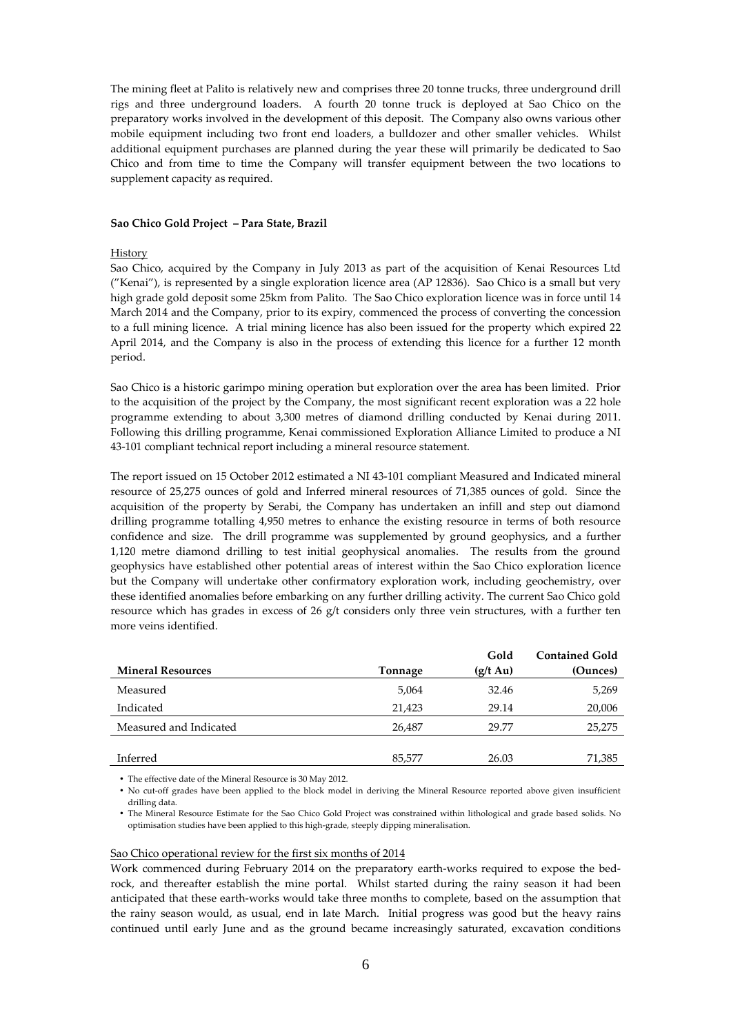The mining fleet at Palito is relatively new and comprises three 20 tonne trucks, three underground drill rigs and three underground loaders. A fourth 20 tonne truck is deployed at Sao Chico on the preparatory works involved in the development of this deposit. The Company also owns various other mobile equipment including two front end loaders, a bulldozer and other smaller vehicles. Whilst additional equipment purchases are planned during the year these will primarily be dedicated to Sao Chico and from time to time the Company will transfer equipment between the two locations to supplement capacity as required.

**Sao Chico Gold Project – Para State, Brazil**

History

Sao Chico, acquired by the Company in July 2013 as part of the acquisition of Kenai Resources Ltd ("Kenai"), is represented by a single exploration licence area (AP 12836). Sao Chico is a small but very high grade gold deposit some 25km from Palito. The Sao Chico exploration licence was in force until 14 March 2014 and the Company, prior to its expiry, commenced the process of converting the concession to a full mining licence. A trial mining licence has also been issued for the property which expired 22 April 2014, and the Company is also in the process of extending this licence for a further 12 month period.

Sao Chico is a historic garimpo mining operation but exploration over the area has been limited. Prior to the acquisition of the project by the Company, the most significant recent exploration was a 22 hole programme extending to about 3,300 metres of diamond drilling conducted by Kenai during 2011. Following this drilling programme, Kenai commissioned Exploration Alliance Limited to produce a NI 43-101 compliant technical report including a mineral resource statement.

The report issued on 15 October 2012 estimated a NI 43-101 compliant Measured and Indicated mineral resource of 25,275 ounces of gold and Inferred mineral resources of 71,385 ounces of gold. Since the acquisition of the property by Serabi, the Company has undertaken an infill and step out diamond drilling programme totalling 4,950 metres to enhance the existing resource in terms of both resource confidence and size. The drill programme was supplemented by ground geophysics, and a further 1,120 metre diamond drilling to test initial geophysical anomalies. The results from the ground geophysics have established other potential areas of interest within the Sao Chico exploration licence but the Company will undertake other confirmatory exploration work, including geochemistry, over these identified anomalies before embarking on any further drilling activity. The current Sao Chico gold resource which has grades in excess of 26 g/t considers only three vein structures, with a further ten more veins identified.

| Mineral Resources | Tonnage | Gold (g/t Au) | Contained Gold (Ounces) |
|---|---|---|---|
| Measured | 5,064 | 32.46 | 5,269 |
| Indicated | 21,423 | 29.14 | 20,006 |
| Measured and Indicated | 26,487 | 29.77 | 25,275 |
| Inferred | 85,577 | 26.03 | 71,385 |

- The effective date of the Mineral Resource is 30 May 2012.
- No cut-off grades have been applied to the block model in deriving the Mineral Resource reported above given insufficient drilling data.
- The Mineral Resource Estimate for the Sao Chico Gold Project was constrained within lithological and grade based solids. No optimisation studies have been applied to this high-grade, steeply dipping mineralisation.

Sao Chico operational review for the first six months of 2014

Work commenced during February 2014 on the preparatory earth-works required to expose the bed-rock, and thereafter establish the mine portal. Whilst started during the rainy season it had been anticipated that these earth-works would take three months to complete, based on the assumption that the rainy season would, as usual, end in late March. Initial progress was good but the heavy rains continued until early June and as the ground became increasingly saturated, excavation conditions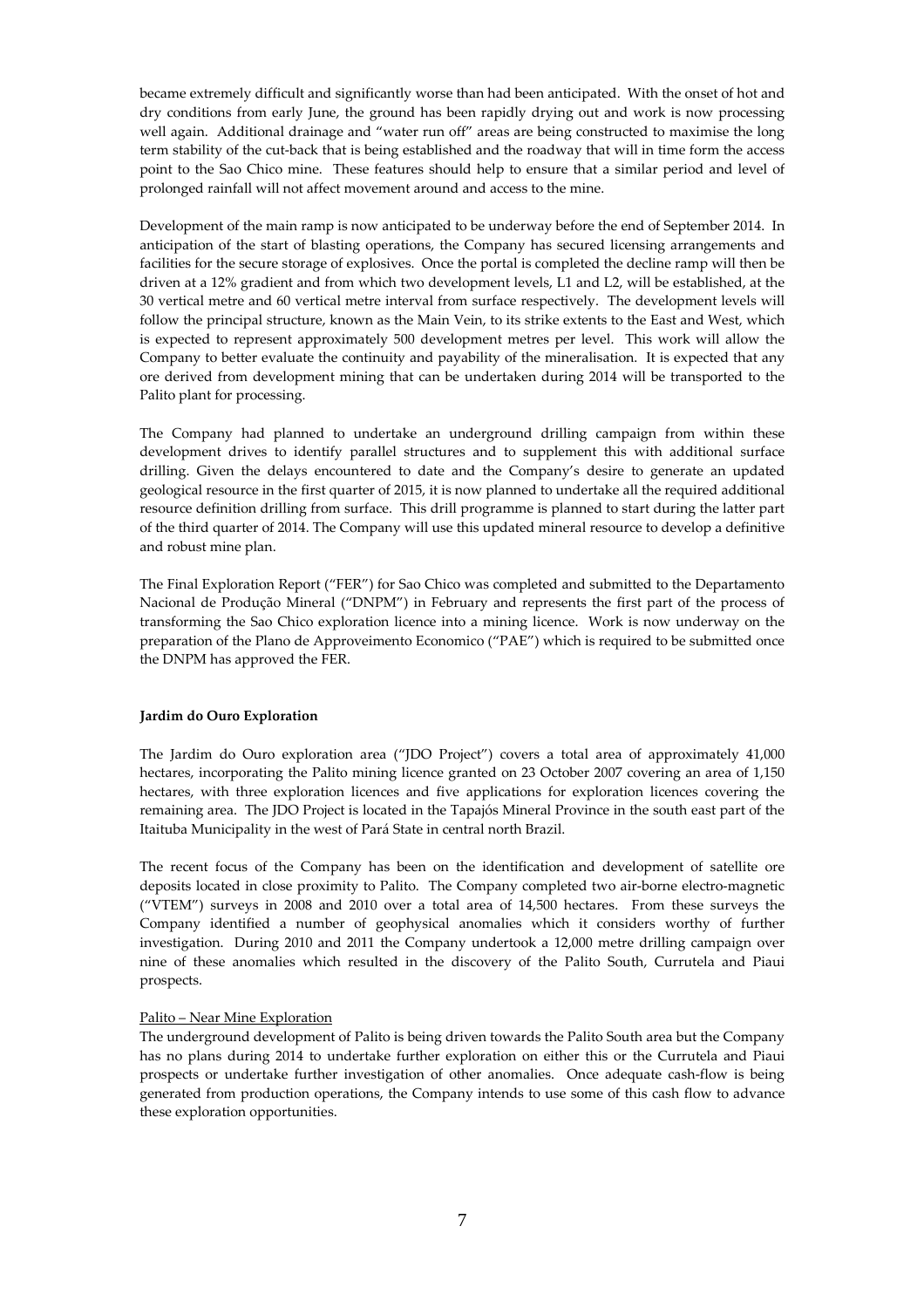became extremely difficult and significantly worse than had been anticipated. With the onset of hot and dry conditions from early June, the ground has been rapidly drying out and work is now processing well again. Additional drainage and "water run off" areas are being constructed to maximise the long term stability of the cut-back that is being established and the roadway that will in time form the access point to the Sao Chico mine. These features should help to ensure that a similar period and level of prolonged rainfall will not affect movement around and access to the mine.

Development of the main ramp is now anticipated to be underway before the end of September 2014. In anticipation of the start of blasting operations, the Company has secured licensing arrangements and facilities for the secure storage of explosives. Once the portal is completed the decline ramp will then be driven at a 12% gradient and from which two development levels, L1 and L2, will be established, at the 30 vertical metre and 60 vertical metre interval from surface respectively. The development levels will follow the principal structure, known as the Main Vein, to its strike extents to the East and West, which is expected to represent approximately 500 development metres per level. This work will allow the Company to better evaluate the continuity and payability of the mineralisation. It is expected that any ore derived from development mining that can be undertaken during 2014 will be transported to the Palito plant for processing.

The Company had planned to undertake an underground drilling campaign from within these development drives to identify parallel structures and to supplement this with additional surface drilling. Given the delays encountered to date and the Company's desire to generate an updated geological resource in the first quarter of 2015, it is now planned to undertake all the required additional resource definition drilling from surface. This drill programme is planned to start during the latter part of the third quarter of 2014. The Company will use this updated mineral resource to develop a definitive and robust mine plan.

The Final Exploration Report ("FER") for Sao Chico was completed and submitted to the Departamento Nacional de Produção Mineral ("DNPM") in February and represents the first part of the process of transforming the Sao Chico exploration licence into a mining licence. Work is now underway on the preparation of the Plano de Approveimento Economico ("PAE") which is required to be submitted once the DNPM has approved the FER.

**Jardim do Ouro Exploration**

The Jardim do Ouro exploration area ("JDO Project") covers a total area of approximately 41,000 hectares, incorporating the Palito mining licence granted on 23 October 2007 covering an area of 1,150 hectares, with three exploration licences and five applications for exploration licences covering the remaining area. The JDO Project is located in the Tapajós Mineral Province in the south east part of the Itaituba Municipality in the west of Pará State in central north Brazil.

The recent focus of the Company has been on the identification and development of satellite ore deposits located in close proximity to Palito. The Company completed two air-borne electro-magnetic ("VTEM") surveys in 2008 and 2010 over a total area of 14,500 hectares. From these surveys the Company identified a number of geophysical anomalies which it considers worthy of further investigation. During 2010 and 2011 the Company undertook a 12,000 metre drilling campaign over nine of these anomalies which resulted in the discovery of the Palito South, Currutela and Piaui prospects.

Palito – Near Mine Exploration

The underground development of Palito is being driven towards the Palito South area but the Company has no plans during 2014 to undertake further exploration on either this or the Currutela and Piaui prospects or undertake further investigation of other anomalies. Once adequate cash-flow is being generated from production operations, the Company intends to use some of this cash flow to advance these exploration opportunities.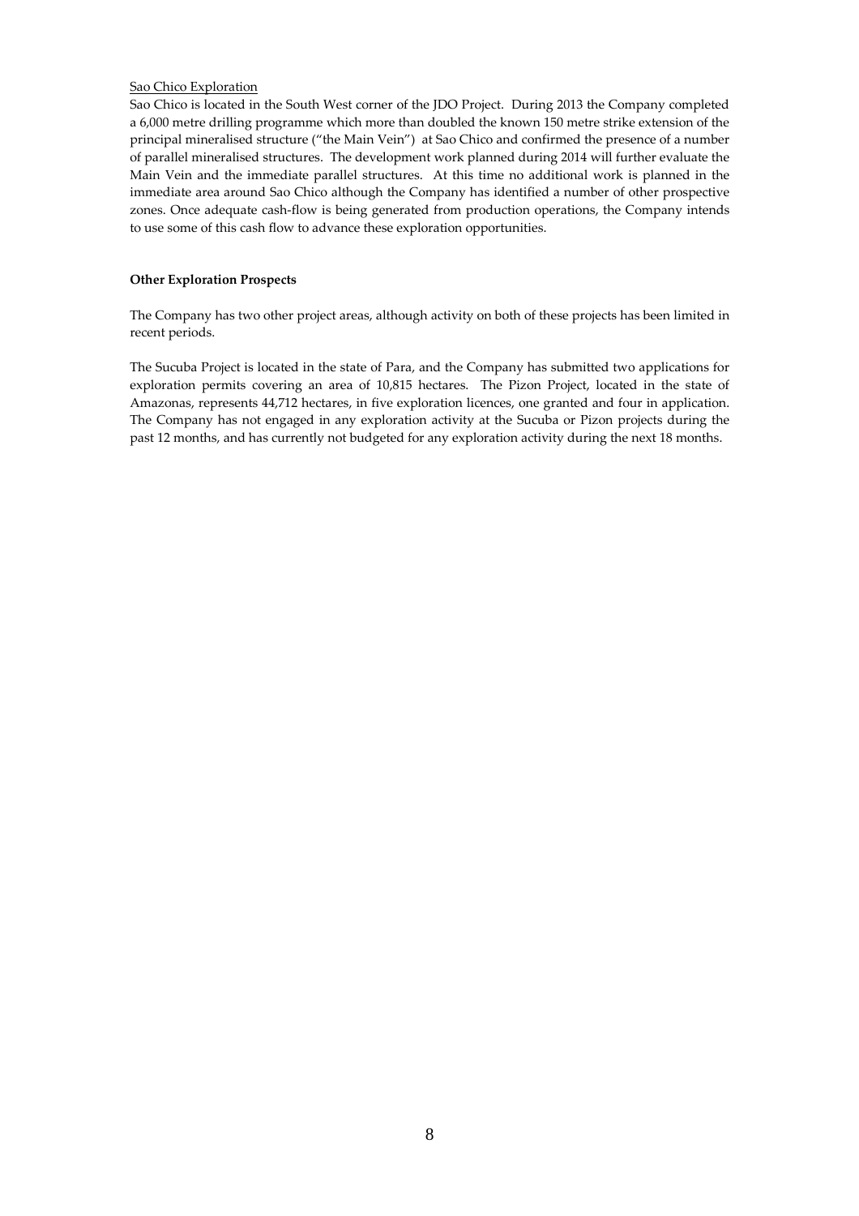Sao Chico Exploration

Sao Chico is located in the South West corner of the JDO Project. During 2013 the Company completed a 6,000 metre drilling programme which more than doubled the known 150 metre strike extension of the principal mineralised structure ("the Main Vein") at Sao Chico and confirmed the presence of a number of parallel mineralised structures. The development work planned during 2014 will further evaluate the Main Vein and the immediate parallel structures. At this time no additional work is planned in the immediate area around Sao Chico although the Company has identified a number of other prospective zones. Once adequate cash-flow is being generated from production operations, the Company intends to use some of this cash flow to advance these exploration opportunities.

**Other Exploration Prospects**

The Company has two other project areas, although activity on both of these projects has been limited in recent periods.

The Sucuba Project is located in the state of Para, and the Company has submitted two applications for exploration permits covering an area of 10,815 hectares. The Pizon Project, located in the state of Amazonas, represents 44,712 hectares, in five exploration licences, one granted and four in application. The Company has not engaged in any exploration activity at the Sucuba or Pizon projects during the past 12 months, and has currently not budgeted for any exploration activity during the next 18 months.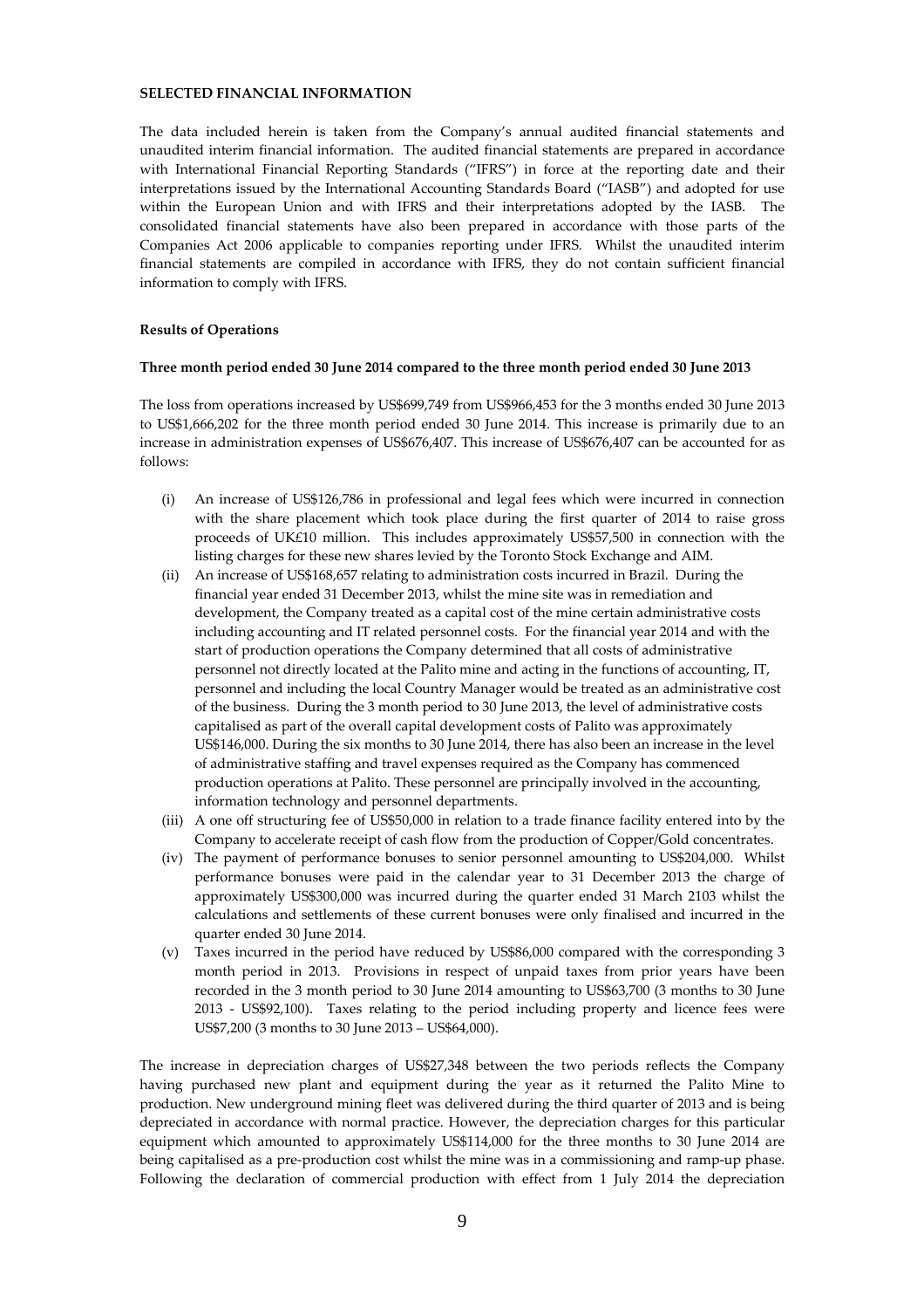**SELECTED FINANCIAL INFORMATION**

The data included herein is taken from the Company's annual audited financial statements and unaudited interim financial information. The audited financial statements are prepared in accordance with International Financial Reporting Standards ("IFRS") in force at the reporting date and their interpretations issued by the International Accounting Standards Board ("IASB") and adopted for use within the European Union and with IFRS and their interpretations adopted by the IASB. The consolidated financial statements have also been prepared in accordance with those parts of the Companies Act 2006 applicable to companies reporting under IFRS. Whilst the unaudited interim financial statements are compiled in accordance with IFRS, they do not contain sufficient financial information to comply with IFRS.

**Results of Operations**

**Three month period ended 30 June 2014 compared to the three month period ended 30 June 2013**

The loss from operations increased by US$699,749 from US$966,453 for the 3 months ended 30 June 2013 to US$1,666,202 for the three month period ended 30 June 2014. This increase is primarily due to an increase in administration expenses of US$676,407. This increase of US$676,407 can be accounted for as follows:

(i) An increase of US$126,786 in professional and legal fees which were incurred in connection with the share placement which took place during the first quarter of 2014 to raise gross proceeds of UK£10 million. This includes approximately US$57,500 in connection with the listing charges for these new shares levied by the Toronto Stock Exchange and AIM.

(ii) An increase of US$168,657 relating to administration costs incurred in Brazil. During the financial year ended 31 December 2013, whilst the mine site was in remediation and development, the Company treated as a capital cost of the mine certain administrative costs including accounting and IT related personnel costs. For the financial year 2014 and with the start of production operations the Company determined that all costs of administrative personnel not directly located at the Palito mine and acting in the functions of accounting, IT, personnel and including the local Country Manager would be treated as an administrative cost of the business. During the 3 month period to 30 June 2013, the level of administrative costs capitalised as part of the overall capital development costs of Palito was approximately US$146,000. During the six months to 30 June 2014, there has also been an increase in the level of administrative staffing and travel expenses required as the Company has commenced production operations at Palito. These personnel are principally involved in the accounting, information technology and personnel departments.

(iii) A one off structuring fee of US$50,000 in relation to a trade finance facility entered into by the Company to accelerate receipt of cash flow from the production of Copper/Gold concentrates.

(iv) The payment of performance bonuses to senior personnel amounting to US$204,000. Whilst performance bonuses were paid in the calendar year to 31 December 2013 the charge of approximately US$300,000 was incurred during the quarter ended 31 March 2103 whilst the calculations and settlements of these current bonuses were only finalised and incurred in the quarter ended 30 June 2014.

(v) Taxes incurred in the period have reduced by US$86,000 compared with the corresponding 3 month period in 2013. Provisions in respect of unpaid taxes from prior years have been recorded in the 3 month period to 30 June 2014 amounting to US$63,700 (3 months to 30 June 2013 - US$92,100). Taxes relating to the period including property and licence fees were US$7,200 (3 months to 30 June 2013 – US$64,000).

The increase in depreciation charges of US$27,348 between the two periods reflects the Company having purchased new plant and equipment during the year as it returned the Palito Mine to production. New underground mining fleet was delivered during the third quarter of 2013 and is being depreciated in accordance with normal practice. However, the depreciation charges for this particular equipment which amounted to approximately US$114,000 for the three months to 30 June 2014 are being capitalised as a pre-production cost whilst the mine was in a commissioning and ramp-up phase. Following the declaration of commercial production with effect from 1 July 2014 the depreciation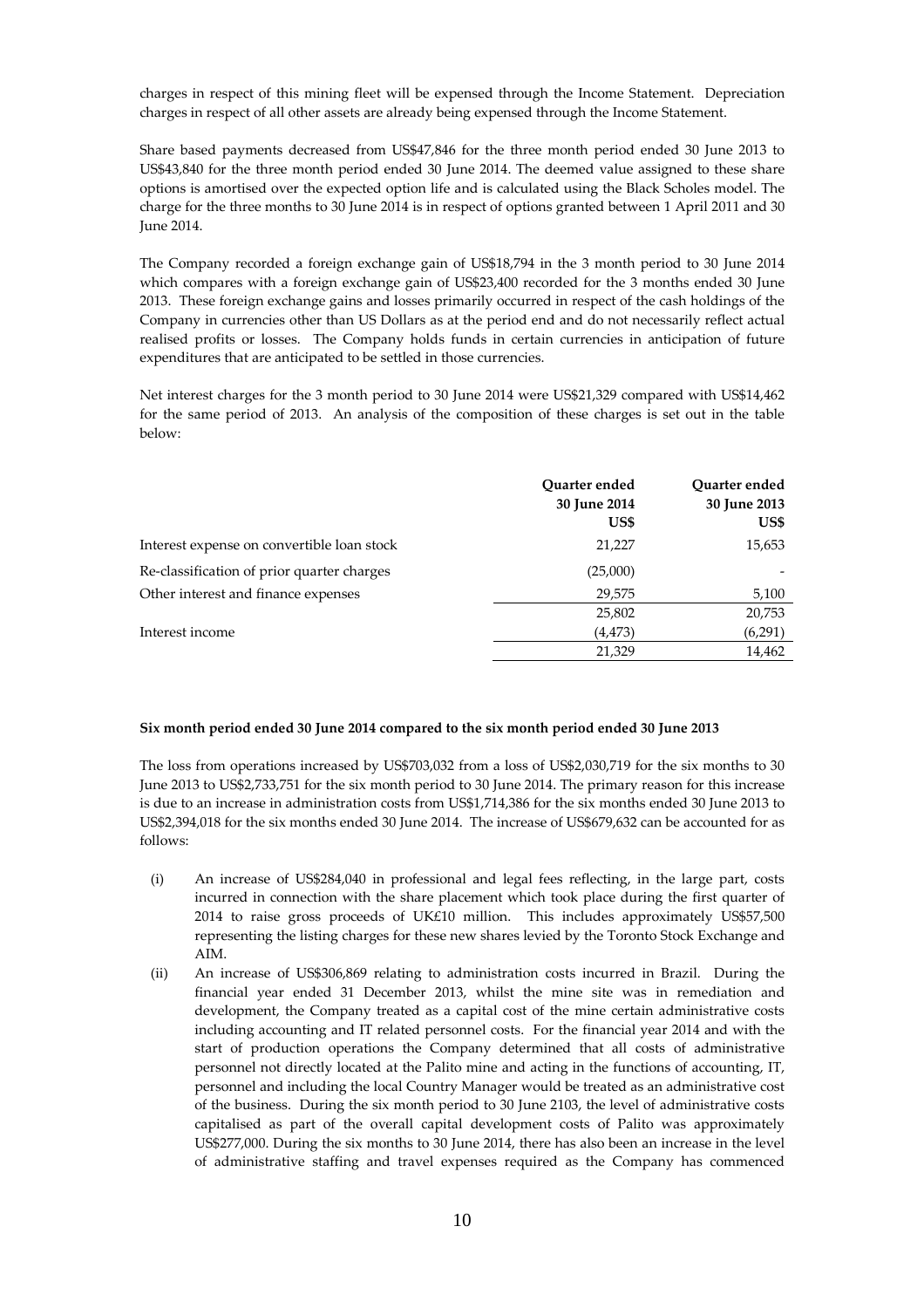charges in respect of this mining fleet will be expensed through the Income Statement. Depreciation charges in respect of all other assets are already being expensed through the Income Statement.

Share based payments decreased from US$47,846 for the three month period ended 30 June 2013 to US$43,840 for the three month period ended 30 June 2014. The deemed value assigned to these share options is amortised over the expected option life and is calculated using the Black Scholes model. The charge for the three months to 30 June 2014 is in respect of options granted between 1 April 2011 and 30 June 2014.

The Company recorded a foreign exchange gain of US$18,794 in the 3 month period to 30 June 2014 which compares with a foreign exchange gain of US$23,400 recorded for the 3 months ended 30 June 2013. These foreign exchange gains and losses primarily occurred in respect of the cash holdings of the Company in currencies other than US Dollars as at the period end and do not necessarily reflect actual realised profits or losses. The Company holds funds in certain currencies in anticipation of future expenditures that are anticipated to be settled in those currencies.

Net interest charges for the 3 month period to 30 June 2014 were US$21,329 compared with US$14,462 for the same period of 2013. An analysis of the composition of these charges is set out in the table below:

| | Quarter ended 30 June 2014 US$ | Quarter ended 30 June 2013 US$ |
|---|---|---|
| Interest expense on convertible loan stock | 21,227 | 15,653 |
| Re-classification of prior quarter charges | (25,000) | - |
| Other interest and finance expenses | 29,575 | 5,100 |
| | 25,802 | 20,753 |
| Interest income | (4,473) | (6,291) |
| | 21,329 | 14,462 |

**Six month period ended 30 June 2014 compared to the six month period ended 30 June 2013**

The loss from operations increased by US$703,032 from a loss of US$2,030,719 for the six months to 30 June 2013 to US$2,733,751 for the six month period to 30 June 2014. The primary reason for this increase is due to an increase in administration costs from US$1,714,386 for the six months ended 30 June 2013 to US$2,394,018 for the six months ended 30 June 2014. The increase of US$679,632 can be accounted for as follows:

(i) An increase of US$284,040 in professional and legal fees reflecting, in the large part, costs incurred in connection with the share placement which took place during the first quarter of 2014 to raise gross proceeds of UK£10 million. This includes approximately US$57,500 representing the listing charges for these new shares levied by the Toronto Stock Exchange and AIM.

(ii) An increase of US$306,869 relating to administration costs incurred in Brazil. During the financial year ended 31 December 2013, whilst the mine site was in remediation and development, the Company treated as a capital cost of the mine certain administrative costs including accounting and IT related personnel costs. For the financial year 2014 and with the start of production operations the Company determined that all costs of administrative personnel not directly located at the Palito mine and acting in the functions of accounting, IT, personnel and including the local Country Manager would be treated as an administrative cost of the business. During the six month period to 30 June 2103, the level of administrative costs capitalised as part of the overall capital development costs of Palito was approximately US$277,000. During the six months to 30 June 2014, there has also been an increase in the level of administrative staffing and travel expenses required as the Company has commenced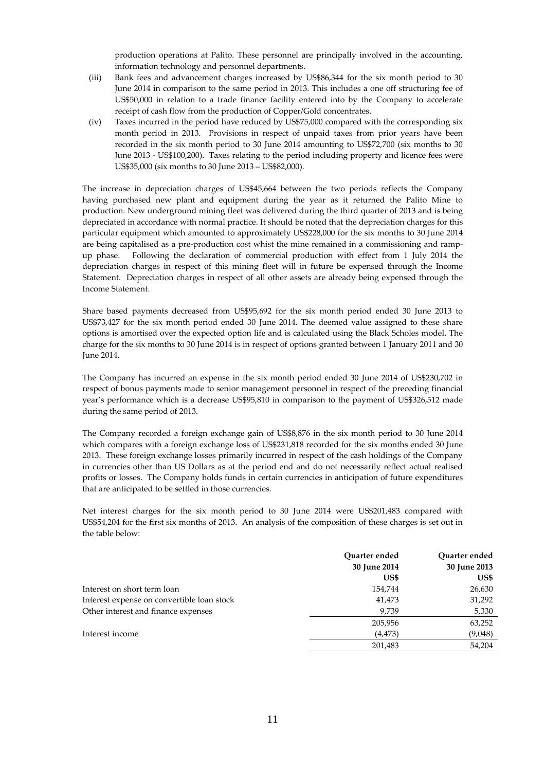production operations at Palito. These personnel are principally involved in the accounting, information technology and personnel departments.

(iii) Bank fees and advancement charges increased by US$86,344 for the six month period to 30 June 2014 in comparison to the same period in 2013. This includes a one off structuring fee of US$50,000 in relation to a trade finance facility entered into by the Company to accelerate receipt of cash flow from the production of Copper/Gold concentrates.

(iv) Taxes incurred in the period have reduced by US$75,000 compared with the corresponding six month period in 2013. Provisions in respect of unpaid taxes from prior years have been recorded in the six month period to 30 June 2014 amounting to US$72,700 (six months to 30 June 2013 - US$100,200). Taxes relating to the period including property and licence fees were US$35,000 (six months to 30 June 2013 – US$82,000).

The increase in depreciation charges of US$45,664 between the two periods reflects the Company having purchased new plant and equipment during the year as it returned the Palito Mine to production. New underground mining fleet was delivered during the third quarter of 2013 and is being depreciated in accordance with normal practice. It should be noted that the depreciation charges for this particular equipment which amounted to approximately US$228,000 for the six months to 30 June 2014 are being capitalised as a pre-production cost whist the mine remained in a commissioning and ramp-up phase. Following the declaration of commercial production with effect from 1 July 2014 the depreciation charges in respect of this mining fleet will in future be expensed through the Income Statement. Depreciation charges in respect of all other assets are already being expensed through the Income Statement.

Share based payments decreased from US$95,692 for the six month period ended 30 June 2013 to US$73,427 for the six month period ended 30 June 2014. The deemed value assigned to these share options is amortised over the expected option life and is calculated using the Black Scholes model. The charge for the six months to 30 June 2014 is in respect of options granted between 1 January 2011 and 30 June 2014.

The Company has incurred an expense in the six month period ended 30 June 2014 of US$230,702 in respect of bonus payments made to senior management personnel in respect of the preceding financial year's performance which is a decrease US$95,810 in comparison to the payment of US$326,512 made during the same period of 2013.

The Company recorded a foreign exchange gain of US$8,876 in the six month period to 30 June 2014 which compares with a foreign exchange loss of US$231,818 recorded for the six months ended 30 June 2013. These foreign exchange losses primarily incurred in respect of the cash holdings of the Company in currencies other than US Dollars as at the period end and do not necessarily reflect actual realised profits or losses. The Company holds funds in certain currencies in anticipation of future expenditures that are anticipated to be settled in those currencies.

Net interest charges for the six month period to 30 June 2014 were US$201,483 compared with US$54,204 for the first six months of 2013. An analysis of the composition of these charges is set out in the table below:

| | Quarter ended 30 June 2014 US$ | Quarter ended 30 June 2013 US$ |
|---|---|---|
| Interest on short term loan | 154,744 | 26,630 |
| Interest expense on convertible loan stock | 41,473 | 31,292 |
| Other interest and finance expenses | 9,739 | 5,330 |
| | 205,956 | 63,252 |
| Interest income | (4,473) | (9,048) |
| | 201,483 | 54,204 |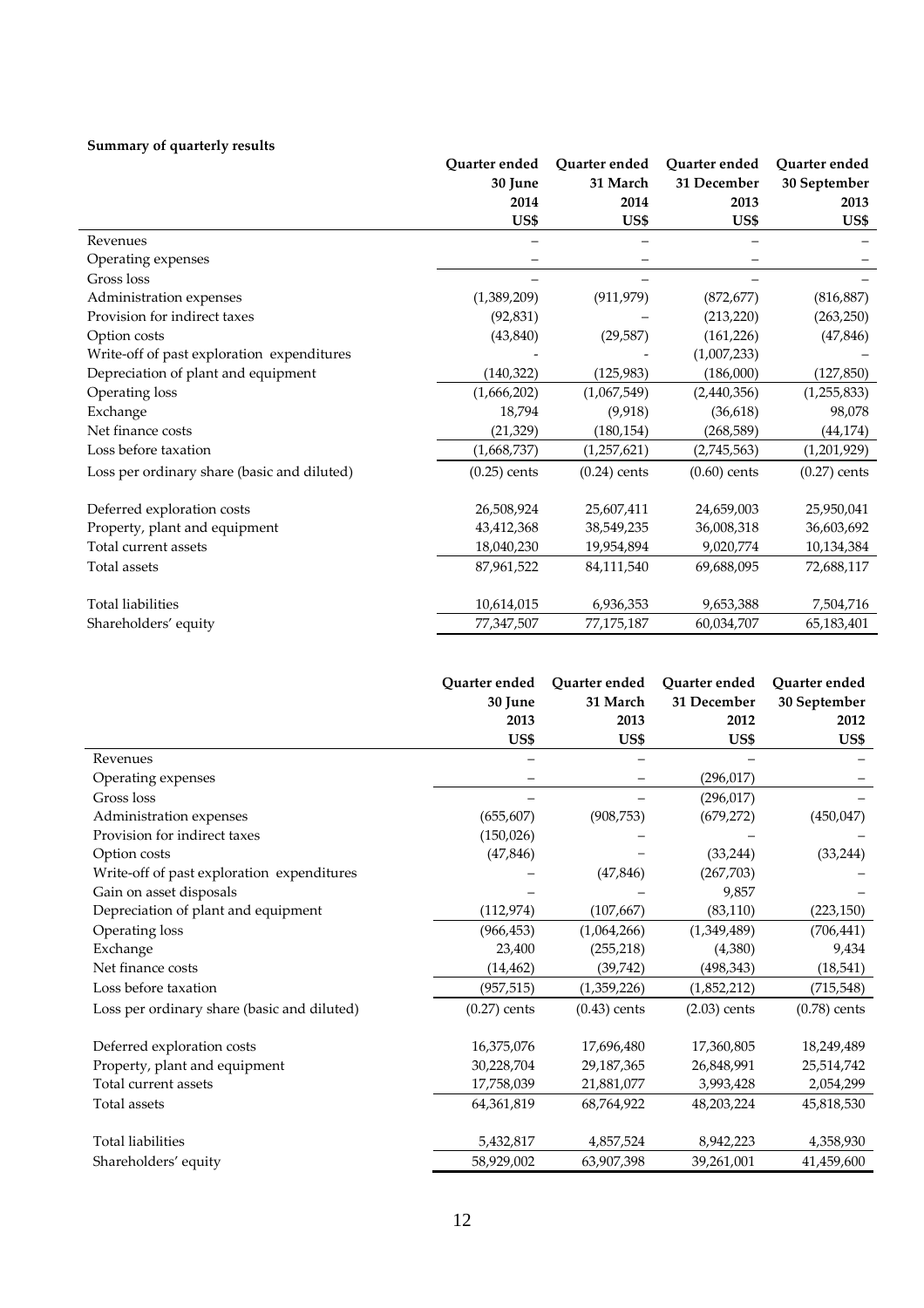**Summary of quarterly results**

| | Quarter ended 30 June 2014 US$ | Quarter ended 31 March 2014 US$ | Quarter ended 31 December 2013 US$ | Quarter ended 30 September 2013 US$ |
|---|---|---|---|---|
| Revenues | – | – | – | – |
| Operating expenses | – | – | – | – |
| Gross loss | – | – | – | – |
| Administration expenses | (1,389,209) | (911,979) | (872,677) | (816,887) |
| Provision for indirect taxes | (92,831) | | (213,220) | (263,250) |
| Option costs | (43,840) | (29,587) | (161,226) | (47,846) |
| Write-off of past exploration expenditures | - | - | (1,007,233) | – |
| Depreciation of plant and equipment | (140,322) | (125,983) | (186,000) | (127,850) |
| Operating loss | (1,666,202) | (1,067,549) | (2,440,356) | (1,255,833) |
| Exchange | 18,794 | (9,918) | (36,618) | 98,078 |
| Net finance costs | (21,329) | (180,154) | (268,589) | (44,174) |
| Loss before taxation | (1,668,737) | (1,257,621) | (2,745,563) | (1,201,929) |
| Loss per ordinary share (basic and diluted) | (0.25) cents | (0.24) cents | (0.60) cents | (0.27) cents |
| Deferred exploration costs | 26,508,924 | 25,607,411 | 24,659,003 | 25,950,041 |
| Property, plant and equipment | 43,412,368 | 38,549,235 | 36,008,318 | 36,603,692 |
| Total current assets | 18,040,230 | 19,954,894 | 9,020,774 | 10,134,384 |
| Total assets | 87,961,522 | 84,111,540 | 69,688,095 | 72,688,117 |
| Total liabilities | 10,614,015 | 6,936,353 | 9,653,388 | 7,504,716 |
| Shareholders' equity | 77,347,507 | 77,175,187 | 60,034,707 | 65,183,401 |

| | Quarter ended 30 June 2013 US$ | Quarter ended 31 March 2013 US$ | Quarter ended 31 December 2012 US$ | Quarter ended 30 September 2012 US$ |
|---|---|---|---|---|
| Revenues | – | – | – | – |
| Operating expenses | – | – | (296,017) | – |
| Gross loss | – | – | (296,017) | – |
| Administration expenses | (655,607) | (908,753) | (679,272) | (450,047) |
| Provision for indirect taxes | (150,026) | – | – | – |
| Option costs | (47,846) | – | (33,244) | (33,244) |
| Write-off of past exploration expenditures | – | (47,846) | (267,703) | – |
| Gain on asset disposals | – | – | 9,857 | – |
| Depreciation of plant and equipment | (112,974) | (107,667) | (83,110) | (223,150) |
| Operating loss | (966,453) | (1,064,266) | (1,349,489) | (706,441) |
| Exchange | 23,400 | (255,218) | (4,380) | 9,434 |
| Net finance costs | (14,462) | (39,742) | (498,343) | (18,541) |
| Loss before taxation | (957,515) | (1,359,226) | (1,852,212) | (715,548) |
| Loss per ordinary share (basic and diluted) | (0.27) cents | (0.43) cents | (2.03) cents | (0.78) cents |
| Deferred exploration costs | 16,375,076 | 17,696,480 | 17,360,805 | 18,249,489 |
| Property, plant and equipment | 30,228,704 | 29,187,365 | 26,848,991 | 25,514,742 |
| Total current assets | 17,758,039 | 21,881,077 | 3,993,428 | 2,054,299 |
| Total assets | 64,361,819 | 68,764,922 | 48,203,224 | 45,818,530 |
| Total liabilities | 5,432,817 | 4,857,524 | 8,942,223 | 4,358,930 |
| Shareholders' equity | 58,929,002 | 63,907,398 | 39,261,001 | 41,459,600 |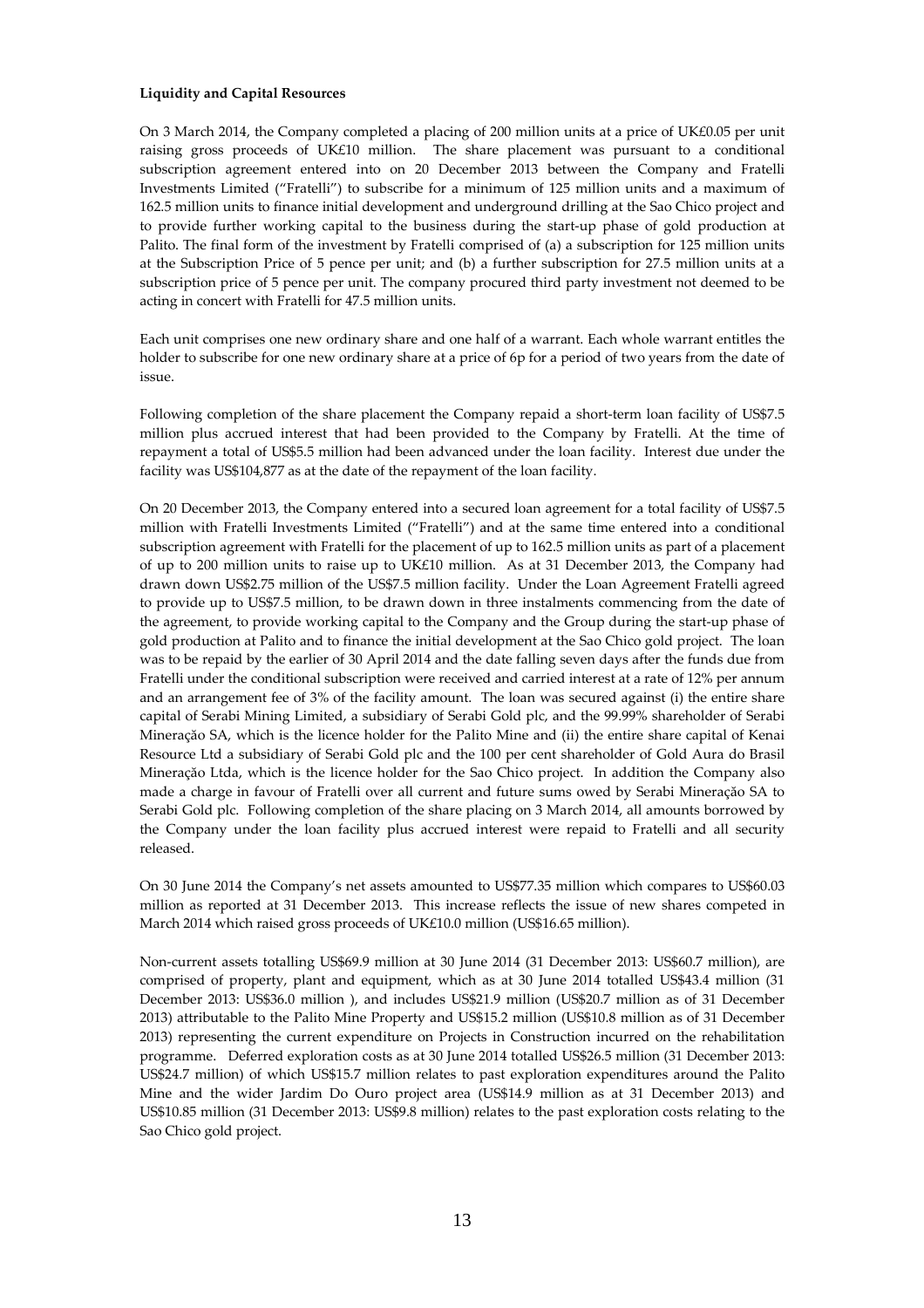**Liquidity and Capital Resources**

On 3 March 2014, the Company completed a placing of 200 million units at a price of UK£0.05 per unit raising gross proceeds of UK£10 million. The share placement was pursuant to a conditional subscription agreement entered into on 20 December 2013 between the Company and Fratelli Investments Limited ("Fratelli") to subscribe for a minimum of 125 million units and a maximum of 162.5 million units to finance initial development and underground drilling at the Sao Chico project and to provide further working capital to the business during the start-up phase of gold production at Palito. The final form of the investment by Fratelli comprised of (a) a subscription for 125 million units at the Subscription Price of 5 pence per unit; and (b) a further subscription for 27.5 million units at a subscription price of 5 pence per unit. The company procured third party investment not deemed to be acting in concert with Fratelli for 47.5 million units.

Each unit comprises one new ordinary share and one half of a warrant. Each whole warrant entitles the holder to subscribe for one new ordinary share at a price of 6p for a period of two years from the date of issue.

Following completion of the share placement the Company repaid a short-term loan facility of US$7.5 million plus accrued interest that had been provided to the Company by Fratelli. At the time of repayment a total of US$5.5 million had been advanced under the loan facility. Interest due under the facility was US$104,877 as at the date of the repayment of the loan facility.

On 20 December 2013, the Company entered into a secured loan agreement for a total facility of US$7.5 million with Fratelli Investments Limited ("Fratelli") and at the same time entered into a conditional subscription agreement with Fratelli for the placement of up to 162.5 million units as part of a placement of up to 200 million units to raise up to UK£10 million. As at 31 December 2013, the Company had drawn down US$2.75 million of the US$7.5 million facility. Under the Loan Agreement Fratelli agreed to provide up to US$7.5 million, to be drawn down in three instalments commencing from the date of the agreement, to provide working capital to the Company and the Group during the start-up phase of gold production at Palito and to finance the initial development at the Sao Chico gold project. The loan was to be repaid by the earlier of 30 April 2014 and the date falling seven days after the funds due from Fratelli under the conditional subscription were received and carried interest at a rate of 12% per annum and an arrangement fee of 3% of the facility amount. The loan was secured against (i) the entire share capital of Serabi Mining Limited, a subsidiary of Serabi Gold plc, and the 99.99% shareholder of Serabi Mineração SA, which is the licence holder for the Palito Mine and (ii) the entire share capital of Kenai Resource Ltd a subsidiary of Serabi Gold plc and the 100 per cent shareholder of Gold Aura do Brasil Mineração Ltda, which is the licence holder for the Sao Chico project. In addition the Company also made a charge in favour of Fratelli over all current and future sums owed by Serabi Mineração SA to Serabi Gold plc. Following completion of the share placing on 3 March 2014, all amounts borrowed by the Company under the loan facility plus accrued interest were repaid to Fratelli and all security released.

On 30 June 2014 the Company's net assets amounted to US$77.35 million which compares to US$60.03 million as reported at 31 December 2013. This increase reflects the issue of new shares competed in March 2014 which raised gross proceeds of UK£10.0 million (US$16.65 million).

Non-current assets totalling US$69.9 million at 30 June 2014 (31 December 2013: US$60.7 million), are comprised of property, plant and equipment, which as at 30 June 2014 totalled US$43.4 million (31 December 2013: US$36.0 million ), and includes US$21.9 million (US$20.7 million as of 31 December 2013) attributable to the Palito Mine Property and US$15.2 million (US$10.8 million as of 31 December 2013) representing the current expenditure on Projects in Construction incurred on the rehabilitation programme. Deferred exploration costs as at 30 June 2014 totalled US$26.5 million (31 December 2013: US$24.7 million) of which US$15.7 million relates to past exploration expenditures around the Palito Mine and the wider Jardim Do Ouro project area (US$14.9 million as at 31 December 2013) and US$10.85 million (31 December 2013: US$9.8 million) relates to the past exploration costs relating to the Sao Chico gold project.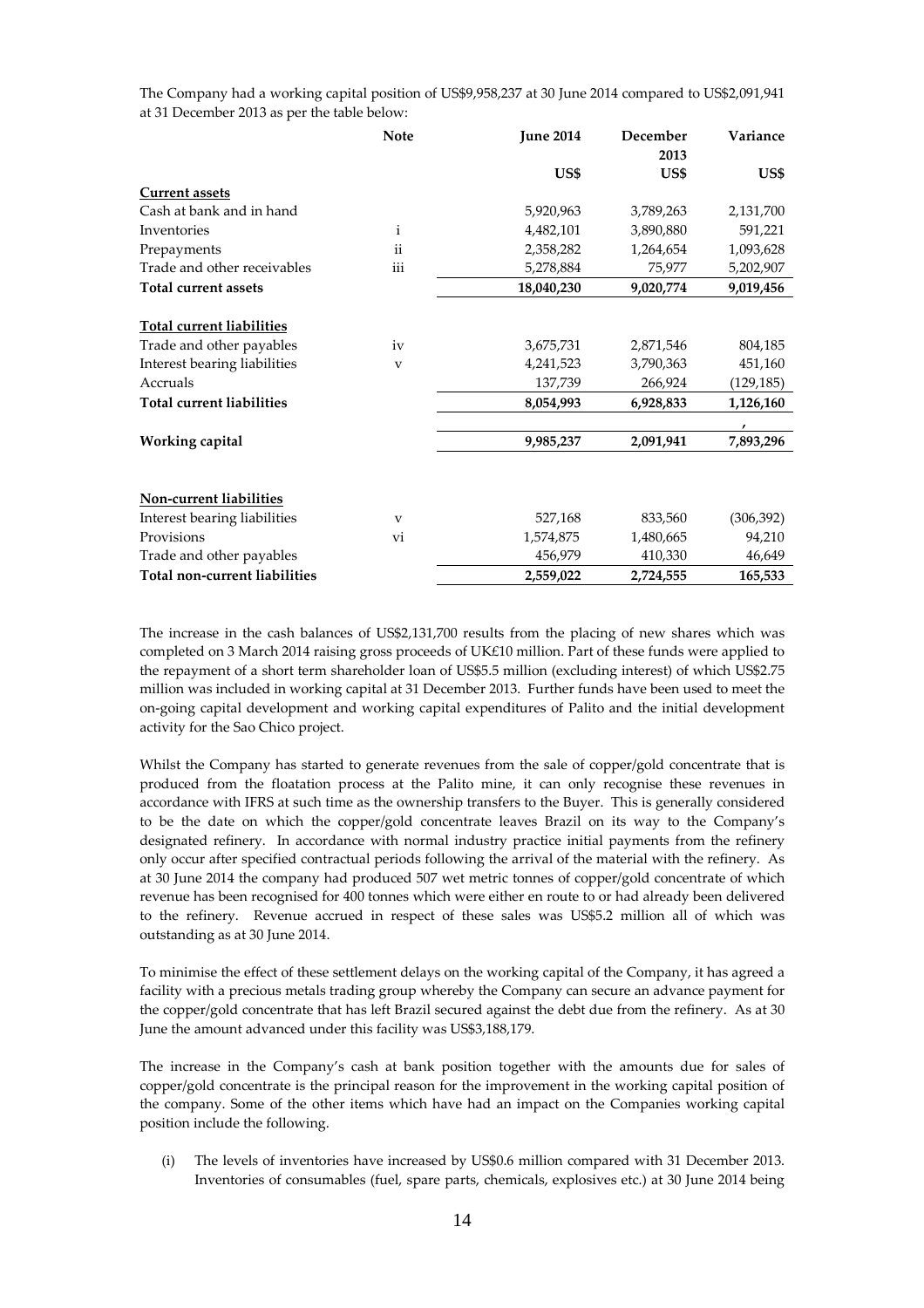The Company had a working capital position of US$9,958,237 at 30 June 2014 compared to US$2,091,941 at 31 December 2013 as per the table below:

| | Note | June 2014 | December 2013 | Variance |
|---|---|---|---|---|
| | | US$ | US$ | US$ |
| **Current assets** | | | | |
| Cash at bank and in hand | | 5,920,963 | 3,789,263 | 2,131,700 |
| Inventories | i | 4,482,101 | 3,890,880 | 591,221 |
| Prepayments | ii | 2,358,282 | 1,264,654 | 1,093,628 |
| Trade and other receivables | iii | 5,278,884 | 75,977 | 5,202,907 |
| **Total current assets** | | **18,040,230** | **9,020,774** | **9,019,456** |
| **Total current liabilities** | | | | |
| Trade and other payables | iv | 3,675,731 | 2,871,546 | 804,185 |
| Interest bearing liabilities | v | 4,241,523 | 3,790,363 | 451,160 |
| Accruals | | 137,739 | 266,924 | (129,185) |
| **Total current liabilities** | | **8,054,993** | **6,928,833** | **1,126,160** |
| | | | | , |
| **Working capital** | | **9,985,237** | **2,091,941** | **7,893,296** |
| **Non-current liabilities** | | | | |
| Interest bearing liabilities | v | 527,168 | 833,560 | (306,392) |
| Provisions | vi | 1,574,875 | 1,480,665 | 94,210 |
| Trade and other payables | | 456,979 | 410,330 | 46,649 |
| **Total non-current liabilities** | | **2,559,022** | **2,724,555** | **165,533** |

The increase in the cash balances of US$2,131,700 results from the placing of new shares which was completed on 3 March 2014 raising gross proceeds of UK£10 million. Part of these funds were applied to the repayment of a short term shareholder loan of US$5.5 million (excluding interest) of which US$2.75 million was included in working capital at 31 December 2013. Further funds have been used to meet the on-going capital development and working capital expenditures of Palito and the initial development activity for the Sao Chico project.

Whilst the Company has started to generate revenues from the sale of copper/gold concentrate that is produced from the floatation process at the Palito mine, it can only recognise these revenues in accordance with IFRS at such time as the ownership transfers to the Buyer. This is generally considered to be the date on which the copper/gold concentrate leaves Brazil on its way to the Company's designated refinery. In accordance with normal industry practice initial payments from the refinery only occur after specified contractual periods following the arrival of the material with the refinery. As at 30 June 2014 the company had produced 507 wet metric tonnes of copper/gold concentrate of which revenue has been recognised for 400 tonnes which were either en route to or had already been delivered to the refinery. Revenue accrued in respect of these sales was US$5.2 million all of which was outstanding as at 30 June 2014.

To minimise the effect of these settlement delays on the working capital of the Company, it has agreed a facility with a precious metals trading group whereby the Company can secure an advance payment for the copper/gold concentrate that has left Brazil secured against the debt due from the refinery. As at 30 June the amount advanced under this facility was US$3,188,179.

The increase in the Company's cash at bank position together with the amounts due for sales of copper/gold concentrate is the principal reason for the improvement in the working capital position of the company. Some of the other items which have had an impact on the Companies working capital position include the following.

(i) The levels of inventories have increased by US$0.6 million compared with 31 December 2013. Inventories of consumables (fuel, spare parts, chemicals, explosives etc.) at 30 June 2014 being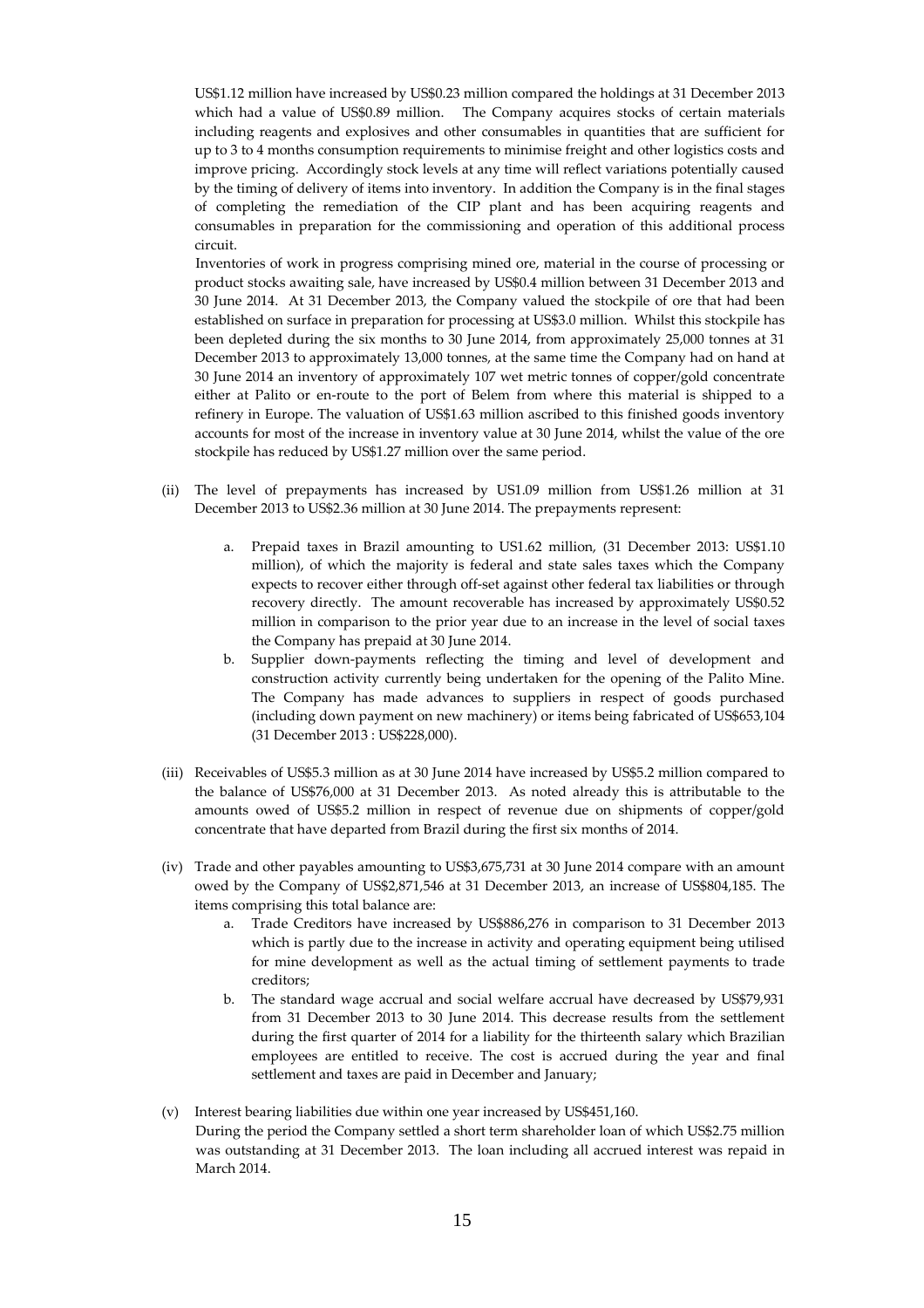US$1.12 million have increased by US$0.23 million compared the holdings at 31 December 2013 which had a value of US$0.89 million. The Company acquires stocks of certain materials including reagents and explosives and other consumables in quantities that are sufficient for up to 3 to 4 months consumption requirements to minimise freight and other logistics costs and improve pricing. Accordingly stock levels at any time will reflect variations potentially caused by the timing of delivery of items into inventory. In addition the Company is in the final stages of completing the remediation of the CIP plant and has been acquiring reagents and consumables in preparation for the commissioning and operation of this additional process circuit.

Inventories of work in progress comprising mined ore, material in the course of processing or product stocks awaiting sale, have increased by US$0.4 million between 31 December 2013 and 30 June 2014. At 31 December 2013, the Company valued the stockpile of ore that had been established on surface in preparation for processing at US$3.0 million. Whilst this stockpile has been depleted during the six months to 30 June 2014, from approximately 25,000 tonnes at 31 December 2013 to approximately 13,000 tonnes, at the same time the Company had on hand at 30 June 2014 an inventory of approximately 107 wet metric tonnes of copper/gold concentrate either at Palito or en-route to the port of Belem from where this material is shipped to a refinery in Europe. The valuation of US$1.63 million ascribed to this finished goods inventory accounts for most of the increase in inventory value at 30 June 2014, whilst the value of the ore stockpile has reduced by US$1.27 million over the same period.

(ii) The level of prepayments has increased by US1.09 million from US$1.26 million at 31 December 2013 to US$2.36 million at 30 June 2014. The prepayments represent:

   a. Prepaid taxes in Brazil amounting to US1.62 million, (31 December 2013: US$1.10 million), of which the majority is federal and state sales taxes which the Company expects to recover either through off-set against other federal tax liabilities or through recovery directly. The amount recoverable has increased by approximately US$0.52 million in comparison to the prior year due to an increase in the level of social taxes the Company has prepaid at 30 June 2014.
   b. Supplier down-payments reflecting the timing and level of development and construction activity currently being undertaken for the opening of the Palito Mine. The Company has made advances to suppliers in respect of goods purchased (including down payment on new machinery) or items being fabricated of US$653,104 (31 December 2013 : US$228,000).

(iii) Receivables of US$5.3 million as at 30 June 2014 have increased by US$5.2 million compared to the balance of US$76,000 at 31 December 2013. As noted already this is attributable to the amounts owed of US$5.2 million in respect of revenue due on shipments of copper/gold concentrate that have departed from Brazil during the first six months of 2014.

(iv) Trade and other payables amounting to US$3,675,731 at 30 June 2014 compare with an amount owed by the Company of US$2,871,546 at 31 December 2013, an increase of US$804,185. The items comprising this total balance are:
   a. Trade Creditors have increased by US$886,276 in comparison to 31 December 2013 which is partly due to the increase in activity and operating equipment being utilised for mine development as well as the actual timing of settlement payments to trade creditors;
   b. The standard wage accrual and social welfare accrual have decreased by US$79,931 from 31 December 2013 to 30 June 2014. This decrease results from the settlement during the first quarter of 2014 for a liability for the thirteenth salary which Brazilian employees are entitled to receive. The cost is accrued during the year and final settlement and taxes are paid in December and January;

(v) Interest bearing liabilities due within one year increased by US$451,160.
During the period the Company settled a short term shareholder loan of which US$2.75 million was outstanding at 31 December 2013. The loan including all accrued interest was repaid in March 2014.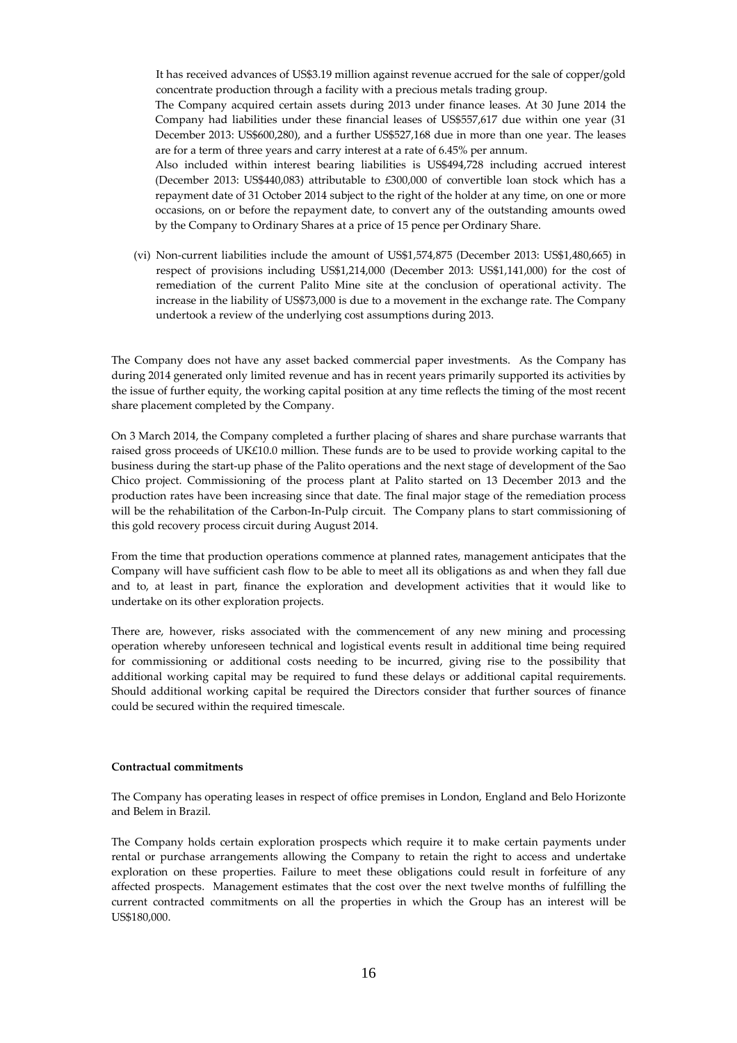It has received advances of US$3.19 million against revenue accrued for the sale of copper/gold concentrate production through a facility with a precious metals trading group.

The Company acquired certain assets during 2013 under finance leases. At 30 June 2014 the Company had liabilities under these financial leases of US$557,617 due within one year (31 December 2013: US$600,280), and a further US$527,168 due in more than one year. The leases are for a term of three years and carry interest at a rate of 6.45% per annum.

Also included within interest bearing liabilities is US$494,728 including accrued interest (December 2013: US$440,083) attributable to £300,000 of convertible loan stock which has a repayment date of 31 October 2014 subject to the right of the holder at any time, on one or more occasions, on or before the repayment date, to convert any of the outstanding amounts owed by the Company to Ordinary Shares at a price of 15 pence per Ordinary Share.

(vi) Non-current liabilities include the amount of US$1,574,875 (December 2013: US$1,480,665) in respect of provisions including US$1,214,000 (December 2013: US$1,141,000) for the cost of remediation of the current Palito Mine site at the conclusion of operational activity. The increase in the liability of US$73,000 is due to a movement in the exchange rate. The Company undertook a review of the underlying cost assumptions during 2013.

The Company does not have any asset backed commercial paper investments. As the Company has during 2014 generated only limited revenue and has in recent years primarily supported its activities by the issue of further equity, the working capital position at any time reflects the timing of the most recent share placement completed by the Company.

On 3 March 2014, the Company completed a further placing of shares and share purchase warrants that raised gross proceeds of UK£10.0 million. These funds are to be used to provide working capital to the business during the start-up phase of the Palito operations and the next stage of development of the Sao Chico project. Commissioning of the process plant at Palito started on 13 December 2013 and the production rates have been increasing since that date. The final major stage of the remediation process will be the rehabilitation of the Carbon-In-Pulp circuit. The Company plans to start commissioning of this gold recovery process circuit during August 2014.

From the time that production operations commence at planned rates, management anticipates that the Company will have sufficient cash flow to be able to meet all its obligations as and when they fall due and to, at least in part, finance the exploration and development activities that it would like to undertake on its other exploration projects.

There are, however, risks associated with the commencement of any new mining and processing operation whereby unforeseen technical and logistical events result in additional time being required for commissioning or additional costs needing to be incurred, giving rise to the possibility that additional working capital may be required to fund these delays or additional capital requirements. Should additional working capital be required the Directors consider that further sources of finance could be secured within the required timescale.

**Contractual commitments**

The Company has operating leases in respect of office premises in London, England and Belo Horizonte and Belem in Brazil.

The Company holds certain exploration prospects which require it to make certain payments under rental or purchase arrangements allowing the Company to retain the right to access and undertake exploration on these properties. Failure to meet these obligations could result in forfeiture of any affected prospects. Management estimates that the cost over the next twelve months of fulfilling the current contracted commitments on all the properties in which the Group has an interest will be US$180,000.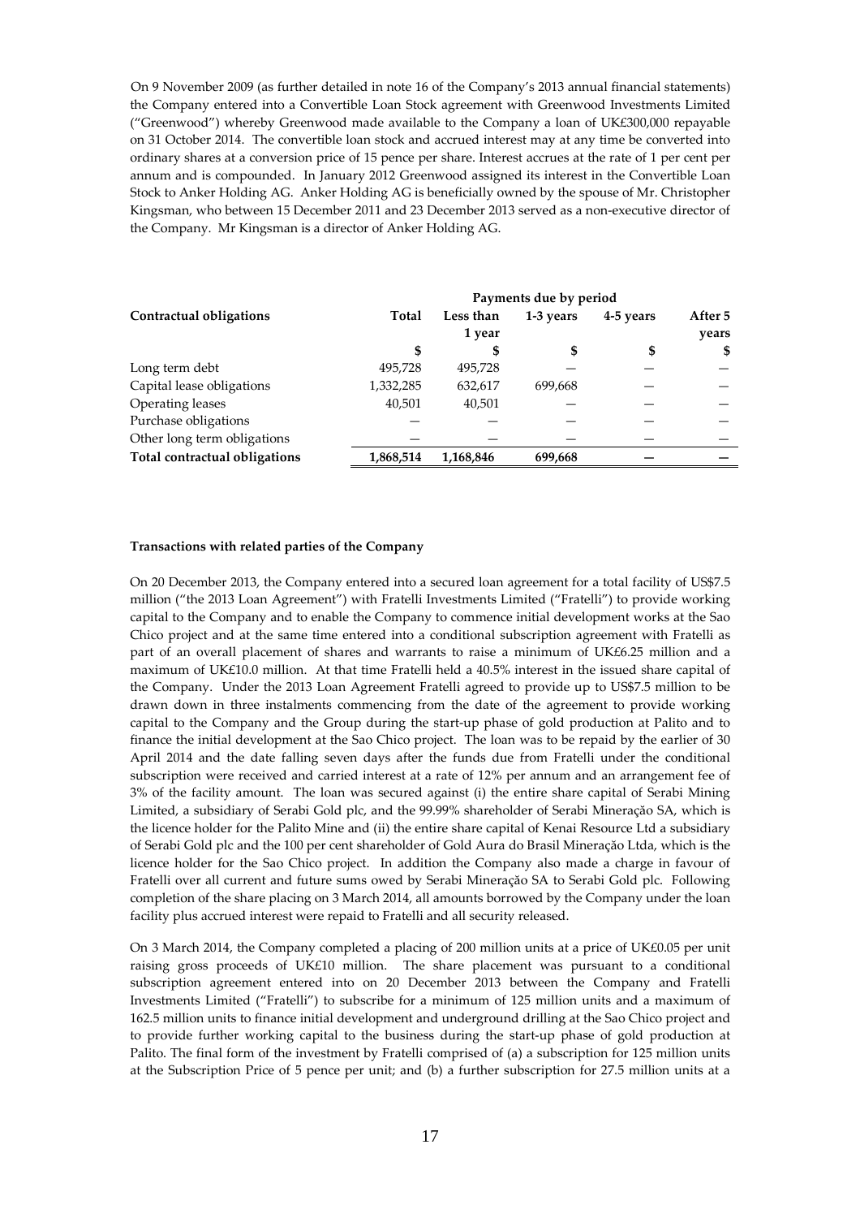On 9 November 2009 (as further detailed in note 16 of the Company's 2013 annual financial statements) the Company entered into a Convertible Loan Stock agreement with Greenwood Investments Limited ("Greenwood") whereby Greenwood made available to the Company a loan of UK£300,000 repayable on 31 October 2014. The convertible loan stock and accrued interest may at any time be converted into ordinary shares at a conversion price of 15 pence per share. Interest accrues at the rate of 1 per cent per annum and is compounded. In January 2012 Greenwood assigned its interest in the Convertible Loan Stock to Anker Holding AG. Anker Holding AG is beneficially owned by the spouse of Mr. Christopher Kingsman, who between 15 December 2011 and 23 December 2013 served as a non-executive director of the Company. Mr Kingsman is a director of Anker Holding AG.

| | Payments due by period | | | | |
|---|---|---|---|---|---|
| **Contractual obligations** | **Total** | **Less than 1 year** | **1-3 years** | **4-5 years** | **After 5 years** |
| | **$** | **$** | **$** | **$** | **$** |
| Long term debt | 495,728 | 495,728 | — | — | — |
| Capital lease obligations | 1,332,285 | 632,617 | 699,668 | — | — |
| Operating leases | 40,501 | 40,501 | — | — | — |
| Purchase obligations | — | — | — | — | — |
| Other long term obligations | — | — | — | — | — |
| **Total contractual obligations** | **1,868,514** | **1,168,846** | **699,668** | **—** | **—** |

**Transactions with related parties of the Company**

On 20 December 2013, the Company entered into a secured loan agreement for a total facility of US$7.5 million ("the 2013 Loan Agreement") with Fratelli Investments Limited ("Fratelli") to provide working capital to the Company and to enable the Company to commence initial development works at the Sao Chico project and at the same time entered into a conditional subscription agreement with Fratelli as part of an overall placement of shares and warrants to raise a minimum of UK£6.25 million and a maximum of UK£10.0 million. At that time Fratelli held a 40.5% interest in the issued share capital of the Company. Under the 2013 Loan Agreement Fratelli agreed to provide up to US$7.5 million to be drawn down in three instalments commencing from the date of the agreement to provide working capital to the Company and the Group during the start-up phase of gold production at Palito and to finance the initial development at the Sao Chico project. The loan was to be repaid by the earlier of 30 April 2014 and the date falling seven days after the funds due from Fratelli under the conditional subscription were received and carried interest at a rate of 12% per annum and an arrangement fee of 3% of the facility amount. The loan was secured against (i) the entire share capital of Serabi Mining Limited, a subsidiary of Serabi Gold plc, and the 99.99% shareholder of Serabi Mineração SA, which is the licence holder for the Palito Mine and (ii) the entire share capital of Kenai Resource Ltd a subsidiary of Serabi Gold plc and the 100 per cent shareholder of Gold Aura do Brasil Mineração Ltda, which is the licence holder for the Sao Chico project. In addition the Company also made a charge in favour of Fratelli over all current and future sums owed by Serabi Mineração SA to Serabi Gold plc. Following completion of the share placing on 3 March 2014, all amounts borrowed by the Company under the loan facility plus accrued interest were repaid to Fratelli and all security released.

On 3 March 2014, the Company completed a placing of 200 million units at a price of UK£0.05 per unit raising gross proceeds of UK£10 million. The share placement was pursuant to a conditional subscription agreement entered into on 20 December 2013 between the Company and Fratelli Investments Limited ("Fratelli") to subscribe for a minimum of 125 million units and a maximum of 162.5 million units to finance initial development and underground drilling at the Sao Chico project and to provide further working capital to the business during the start-up phase of gold production at Palito. The final form of the investment by Fratelli comprised of (a) a subscription for 125 million units at the Subscription Price of 5 pence per unit; and (b) a further subscription for 27.5 million units at a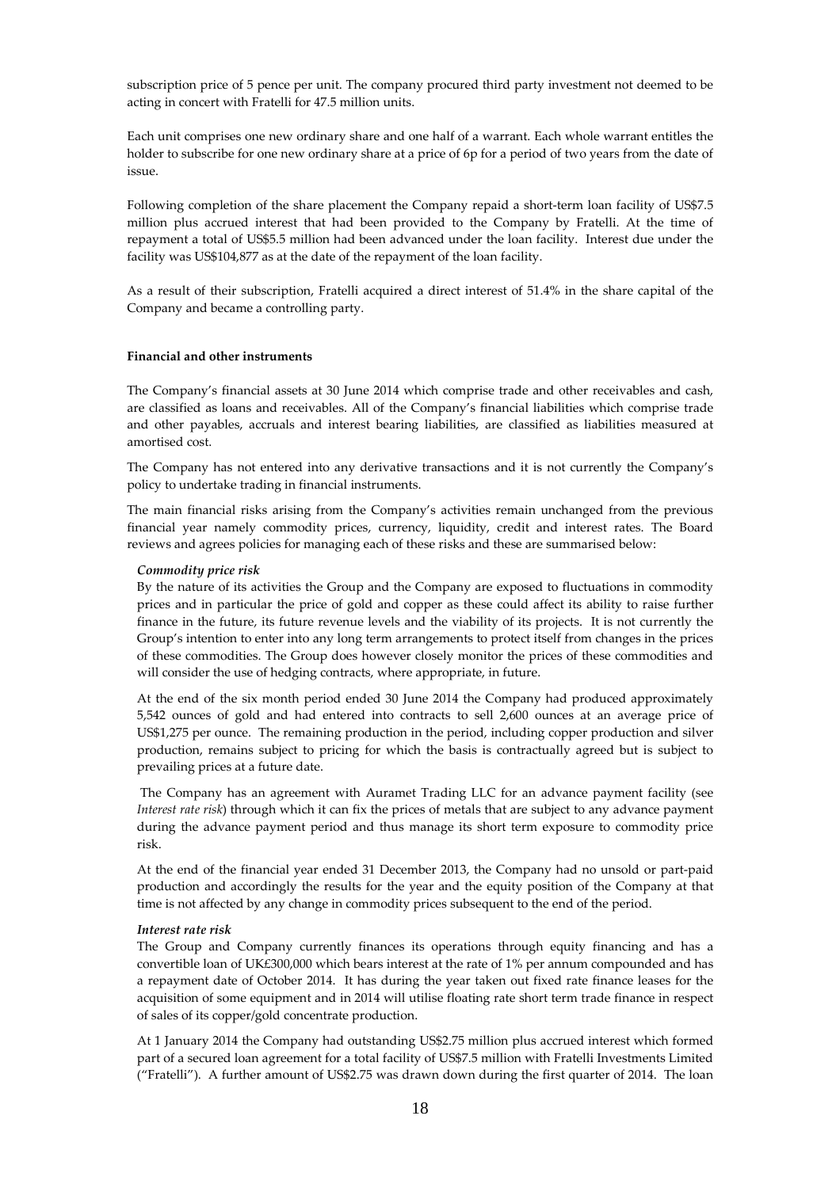subscription price of 5 pence per unit. The company procured third party investment not deemed to be acting in concert with Fratelli for 47.5 million units.

Each unit comprises one new ordinary share and one half of a warrant. Each whole warrant entitles the holder to subscribe for one new ordinary share at a price of 6p for a period of two years from the date of issue.

Following completion of the share placement the Company repaid a short-term loan facility of US$7.5 million plus accrued interest that had been provided to the Company by Fratelli. At the time of repayment a total of US$5.5 million had been advanced under the loan facility. Interest due under the facility was US$104,877 as at the date of the repayment of the loan facility.

As a result of their subscription, Fratelli acquired a direct interest of 51.4% in the share capital of the Company and became a controlling party.

**Financial and other instruments**

The Company's financial assets at 30 June 2014 which comprise trade and other receivables and cash, are classified as loans and receivables. All of the Company's financial liabilities which comprise trade and other payables, accruals and interest bearing liabilities, are classified as liabilities measured at amortised cost.

The Company has not entered into any derivative transactions and it is not currently the Company's policy to undertake trading in financial instruments.

The main financial risks arising from the Company's activities remain unchanged from the previous financial year namely commodity prices, currency, liquidity, credit and interest rates. The Board reviews and agrees policies for managing each of these risks and these are summarised below:

***Commodity price risk***

By the nature of its activities the Group and the Company are exposed to fluctuations in commodity prices and in particular the price of gold and copper as these could affect its ability to raise further finance in the future, its future revenue levels and the viability of its projects. It is not currently the Group's intention to enter into any long term arrangements to protect itself from changes in the prices of these commodities. The Group does however closely monitor the prices of these commodities and will consider the use of hedging contracts, where appropriate, in future.

At the end of the six month period ended 30 June 2014 the Company had produced approximately 5,542 ounces of gold and had entered into contracts to sell 2,600 ounces at an average price of US$1,275 per ounce. The remaining production in the period, including copper production and silver production, remains subject to pricing for which the basis is contractually agreed but is subject to prevailing prices at a future date.

The Company has an agreement with Auramet Trading LLC for an advance payment facility (see *Interest rate risk*) through which it can fix the prices of metals that are subject to any advance payment during the advance payment period and thus manage its short term exposure to commodity price risk.

At the end of the financial year ended 31 December 2013, the Company had no unsold or part-paid production and accordingly the results for the year and the equity position of the Company at that time is not affected by any change in commodity prices subsequent to the end of the period.

***Interest rate risk***

The Group and Company currently finances its operations through equity financing and has a convertible loan of UK£300,000 which bears interest at the rate of 1% per annum compounded and has a repayment date of October 2014. It has during the year taken out fixed rate finance leases for the acquisition of some equipment and in 2014 will utilise floating rate short term trade finance in respect of sales of its copper/gold concentrate production.

At 1 January 2014 the Company had outstanding US$2.75 million plus accrued interest which formed part of a secured loan agreement for a total facility of US$7.5 million with Fratelli Investments Limited ("Fratelli"). A further amount of US$2.75 was drawn down during the first quarter of 2014. The loan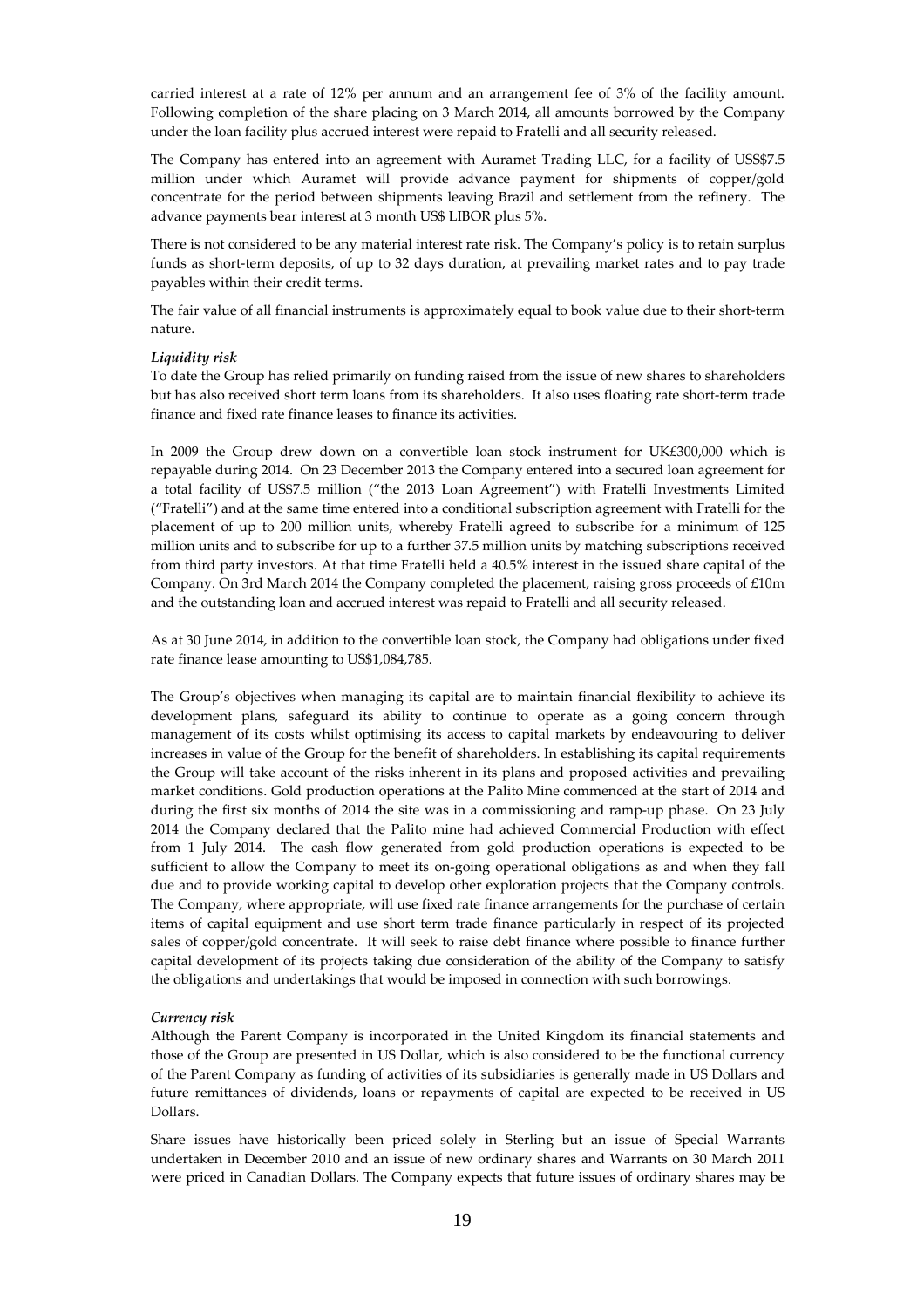carried interest at a rate of 12% per annum and an arrangement fee of 3% of the facility amount. Following completion of the share placing on 3 March 2014, all amounts borrowed by the Company under the loan facility plus accrued interest were repaid to Fratelli and all security released.

The Company has entered into an agreement with Auramet Trading LLC, for a facility of USS$7.5 million under which Auramet will provide advance payment for shipments of copper/gold concentrate for the period between shipments leaving Brazil and settlement from the refinery. The advance payments bear interest at 3 month US$ LIBOR plus 5%.

There is not considered to be any material interest rate risk. The Company's policy is to retain surplus funds as short-term deposits, of up to 32 days duration, at prevailing market rates and to pay trade payables within their credit terms.

The fair value of all financial instruments is approximately equal to book value due to their short-term nature.

***Liquidity risk***

To date the Group has relied primarily on funding raised from the issue of new shares to shareholders but has also received short term loans from its shareholders. It also uses floating rate short-term trade finance and fixed rate finance leases to finance its activities.

In 2009 the Group drew down on a convertible loan stock instrument for UK£300,000 which is repayable during 2014. On 23 December 2013 the Company entered into a secured loan agreement for a total facility of US$7.5 million ("the 2013 Loan Agreement") with Fratelli Investments Limited ("Fratelli") and at the same time entered into a conditional subscription agreement with Fratelli for the placement of up to 200 million units, whereby Fratelli agreed to subscribe for a minimum of 125 million units and to subscribe for up to a further 37.5 million units by matching subscriptions received from third party investors. At that time Fratelli held a 40.5% interest in the issued share capital of the Company. On 3rd March 2014 the Company completed the placement, raising gross proceeds of £10m and the outstanding loan and accrued interest was repaid to Fratelli and all security released.

As at 30 June 2014, in addition to the convertible loan stock, the Company had obligations under fixed rate finance lease amounting to US$1,084,785.

The Group's objectives when managing its capital are to maintain financial flexibility to achieve its development plans, safeguard its ability to continue to operate as a going concern through management of its costs whilst optimising its access to capital markets by endeavouring to deliver increases in value of the Group for the benefit of shareholders. In establishing its capital requirements the Group will take account of the risks inherent in its plans and proposed activities and prevailing market conditions. Gold production operations at the Palito Mine commenced at the start of 2014 and during the first six months of 2014 the site was in a commissioning and ramp-up phase. On 23 July 2014 the Company declared that the Palito mine had achieved Commercial Production with effect from 1 July 2014. The cash flow generated from gold production operations is expected to be sufficient to allow the Company to meet its on-going operational obligations as and when they fall due and to provide working capital to develop other exploration projects that the Company controls. The Company, where appropriate, will use fixed rate finance arrangements for the purchase of certain items of capital equipment and use short term trade finance particularly in respect of its projected sales of copper/gold concentrate. It will seek to raise debt finance where possible to finance further capital development of its projects taking due consideration of the ability of the Company to satisfy the obligations and undertakings that would be imposed in connection with such borrowings.

***Currency risk***

Although the Parent Company is incorporated in the United Kingdom its financial statements and those of the Group are presented in US Dollar, which is also considered to be the functional currency of the Parent Company as funding of activities of its subsidiaries is generally made in US Dollars and future remittances of dividends, loans or repayments of capital are expected to be received in US Dollars.

Share issues have historically been priced solely in Sterling but an issue of Special Warrants undertaken in December 2010 and an issue of new ordinary shares and Warrants on 30 March 2011 were priced in Canadian Dollars. The Company expects that future issues of ordinary shares may be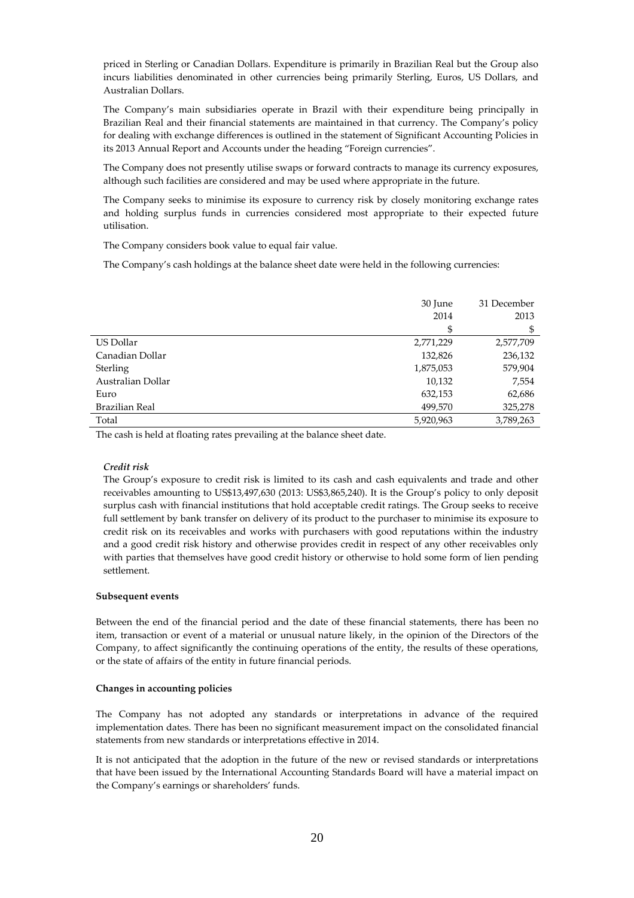priced in Sterling or Canadian Dollars. Expenditure is primarily in Brazilian Real but the Group also incurs liabilities denominated in other currencies being primarily Sterling, Euros, US Dollars, and Australian Dollars.

The Company's main subsidiaries operate in Brazil with their expenditure being principally in Brazilian Real and their financial statements are maintained in that currency. The Company's policy for dealing with exchange differences is outlined in the statement of Significant Accounting Policies in its 2013 Annual Report and Accounts under the heading "Foreign currencies".

The Company does not presently utilise swaps or forward contracts to manage its currency exposures, although such facilities are considered and may be used where appropriate in the future.

The Company seeks to minimise its exposure to currency risk by closely monitoring exchange rates and holding surplus funds in currencies considered most appropriate to their expected future utilisation.

The Company considers book value to equal fair value.

The Company's cash holdings at the balance sheet date were held in the following currencies:

| | 30 June 2014 | 31 December 2013 |
|---|---|---|
| | $ | $ |
| US Dollar | 2,771,229 | 2,577,709 |
| Canadian Dollar | 132,826 | 236,132 |
| Sterling | 1,875,053 | 579,904 |
| Australian Dollar | 10,132 | 7,554 |
| Euro | 632,153 | 62,686 |
| Brazilian Real | 499,570 | 325,278 |
| Total | 5,920,963 | 3,789,263 |

The cash is held at floating rates prevailing at the balance sheet date.

*Credit risk*

The Group's exposure to credit risk is limited to its cash and cash equivalents and trade and other receivables amounting to US$13,497,630 (2013: US$3,865,240). It is the Group's policy to only deposit surplus cash with financial institutions that hold acceptable credit ratings. The Group seeks to receive full settlement by bank transfer on delivery of its product to the purchaser to minimise its exposure to credit risk on its receivables and works with purchasers with good reputations within the industry and a good credit risk history and otherwise provides credit in respect of any other receivables only with parties that themselves have good credit history or otherwise to hold some form of lien pending settlement.

**Subsequent events**

Between the end of the financial period and the date of these financial statements, there has been no item, transaction or event of a material or unusual nature likely, in the opinion of the Directors of the Company, to affect significantly the continuing operations of the entity, the results of these operations, or the state of affairs of the entity in future financial periods.

**Changes in accounting policies**

The Company has not adopted any standards or interpretations in advance of the required implementation dates. There has been no significant measurement impact on the consolidated financial statements from new standards or interpretations effective in 2014.

It is not anticipated that the adoption in the future of the new or revised standards or interpretations that have been issued by the International Accounting Standards Board will have a material impact on the Company's earnings or shareholders' funds.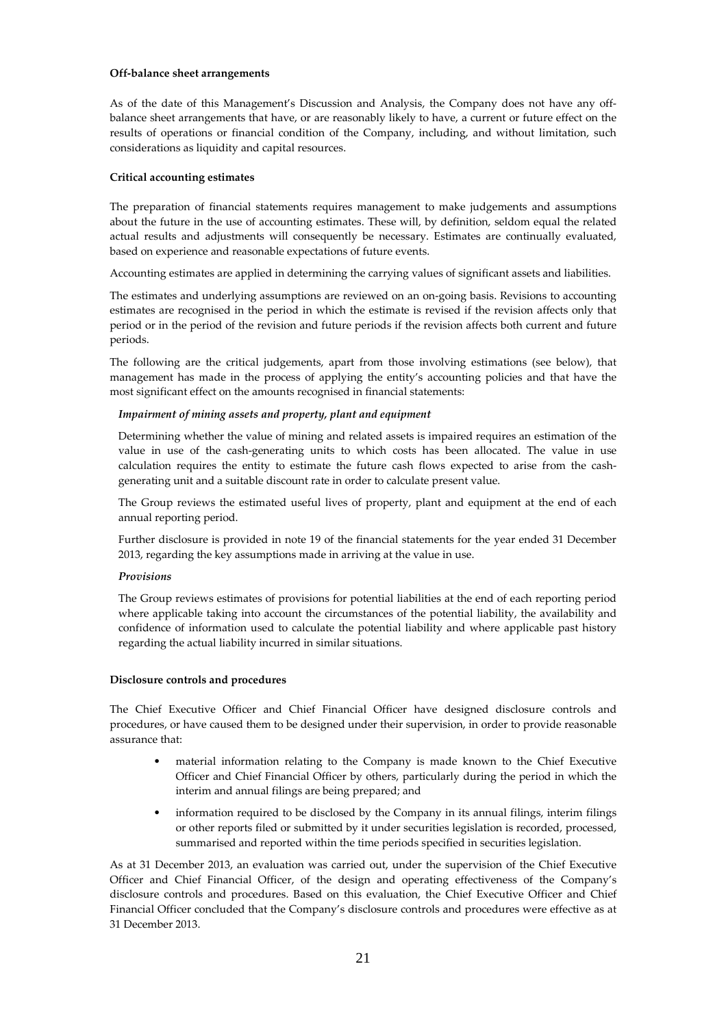**Off-balance sheet arrangements**

As of the date of this Management's Discussion and Analysis, the Company does not have any off-balance sheet arrangements that have, or are reasonably likely to have, a current or future effect on the results of operations or financial condition of the Company, including, and without limitation, such considerations as liquidity and capital resources.

**Critical accounting estimates**

The preparation of financial statements requires management to make judgements and assumptions about the future in the use of accounting estimates. These will, by definition, seldom equal the related actual results and adjustments will consequently be necessary. Estimates are continually evaluated, based on experience and reasonable expectations of future events.

Accounting estimates are applied in determining the carrying values of significant assets and liabilities.

The estimates and underlying assumptions are reviewed on an on-going basis. Revisions to accounting estimates are recognised in the period in which the estimate is revised if the revision affects only that period or in the period of the revision and future periods if the revision affects both current and future periods.

The following are the critical judgements, apart from those involving estimations (see below), that management has made in the process of applying the entity's accounting policies and that have the most significant effect on the amounts recognised in financial statements:

***Impairment of mining assets and property, plant and equipment***

Determining whether the value of mining and related assets is impaired requires an estimation of the value in use of the cash-generating units to which costs has been allocated. The value in use calculation requires the entity to estimate the future cash flows expected to arise from the cash-generating unit and a suitable discount rate in order to calculate present value.

The Group reviews the estimated useful lives of property, plant and equipment at the end of each annual reporting period.

Further disclosure is provided in note 19 of the financial statements for the year ended 31 December 2013, regarding the key assumptions made in arriving at the value in use.

***Provisions***

The Group reviews estimates of provisions for potential liabilities at the end of each reporting period where applicable taking into account the circumstances of the potential liability, the availability and confidence of information used to calculate the potential liability and where applicable past history regarding the actual liability incurred in similar situations.

**Disclosure controls and procedures**

The Chief Executive Officer and Chief Financial Officer have designed disclosure controls and procedures, or have caused them to be designed under their supervision, in order to provide reasonable assurance that:

- material information relating to the Company is made known to the Chief Executive Officer and Chief Financial Officer by others, particularly during the period in which the interim and annual filings are being prepared; and
- information required to be disclosed by the Company in its annual filings, interim filings or other reports filed or submitted by it under securities legislation is recorded, processed, summarised and reported within the time periods specified in securities legislation.

As at 31 December 2013, an evaluation was carried out, under the supervision of the Chief Executive Officer and Chief Financial Officer, of the design and operating effectiveness of the Company's disclosure controls and procedures. Based on this evaluation, the Chief Executive Officer and Chief Financial Officer concluded that the Company's disclosure controls and procedures were effective as at 31 December 2013.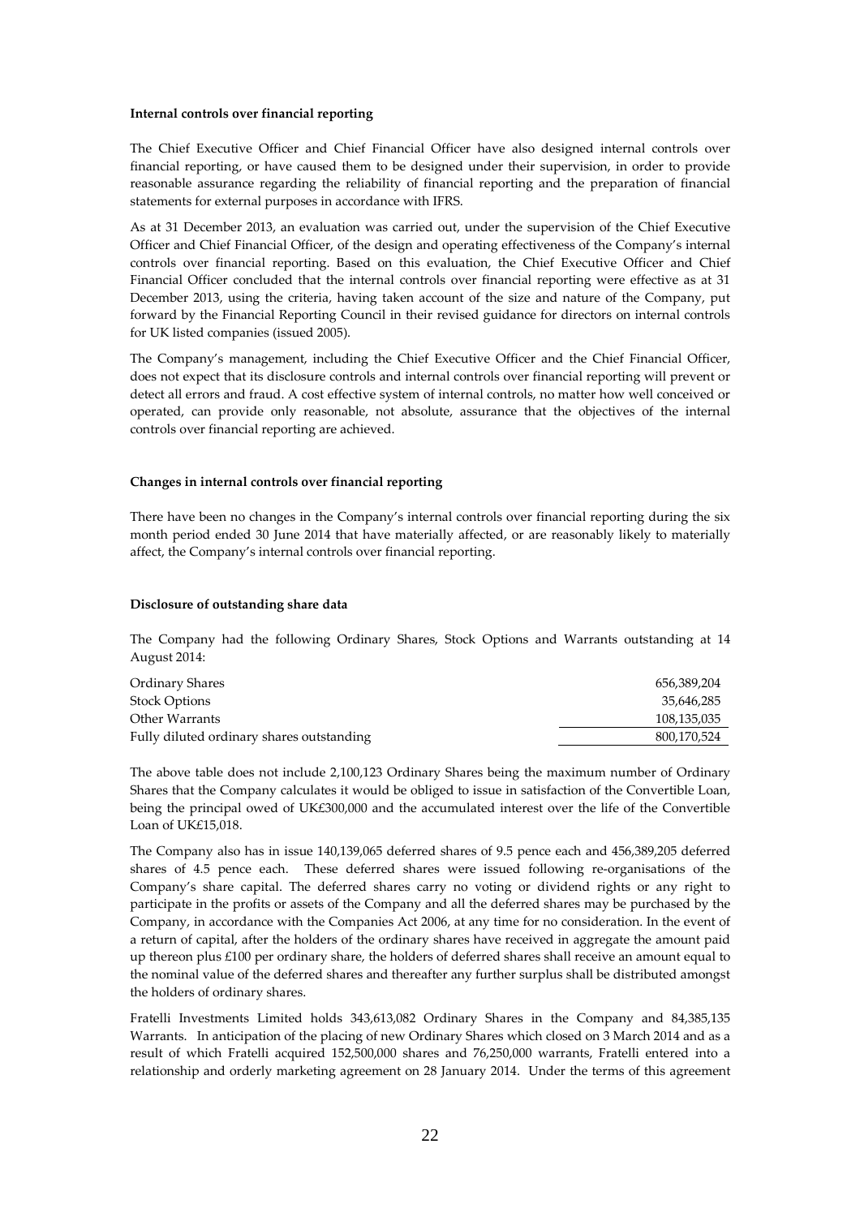**Internal controls over financial reporting**

The Chief Executive Officer and Chief Financial Officer have also designed internal controls over financial reporting, or have caused them to be designed under their supervision, in order to provide reasonable assurance regarding the reliability of financial reporting and the preparation of financial statements for external purposes in accordance with IFRS.

As at 31 December 2013, an evaluation was carried out, under the supervision of the Chief Executive Officer and Chief Financial Officer, of the design and operating effectiveness of the Company's internal controls over financial reporting. Based on this evaluation, the Chief Executive Officer and Chief Financial Officer concluded that the internal controls over financial reporting were effective as at 31 December 2013, using the criteria, having taken account of the size and nature of the Company, put forward by the Financial Reporting Council in their revised guidance for directors on internal controls for UK listed companies (issued 2005).

The Company's management, including the Chief Executive Officer and the Chief Financial Officer, does not expect that its disclosure controls and internal controls over financial reporting will prevent or detect all errors and fraud. A cost effective system of internal controls, no matter how well conceived or operated, can provide only reasonable, not absolute, assurance that the objectives of the internal controls over financial reporting are achieved.

**Changes in internal controls over financial reporting**

There have been no changes in the Company's internal controls over financial reporting during the six month period ended 30 June 2014 that have materially affected, or are reasonably likely to materially affect, the Company's internal controls over financial reporting.

**Disclosure of outstanding share data**

The Company had the following Ordinary Shares, Stock Options and Warrants outstanding at 14 August 2014:

| | |
|---|---|
| Ordinary Shares | 656,389,204 |
| Stock Options | 35,646,285 |
| Other Warrants | 108,135,035 |
| Fully diluted ordinary shares outstanding | 800,170,524 |

The above table does not include 2,100,123 Ordinary Shares being the maximum number of Ordinary Shares that the Company calculates it would be obliged to issue in satisfaction of the Convertible Loan, being the principal owed of UK£300,000 and the accumulated interest over the life of the Convertible Loan of UK£15,018.

The Company also has in issue 140,139,065 deferred shares of 9.5 pence each and 456,389,205 deferred shares of 4.5 pence each. These deferred shares were issued following re-organisations of the Company's share capital. The deferred shares carry no voting or dividend rights or any right to participate in the profits or assets of the Company and all the deferred shares may be purchased by the Company, in accordance with the Companies Act 2006, at any time for no consideration. In the event of a return of capital, after the holders of the ordinary shares have received in aggregate the amount paid up thereon plus £100 per ordinary share, the holders of deferred shares shall receive an amount equal to the nominal value of the deferred shares and thereafter any further surplus shall be distributed amongst the holders of ordinary shares.

Fratelli Investments Limited holds 343,613,082 Ordinary Shares in the Company and 84,385,135 Warrants. In anticipation of the placing of new Ordinary Shares which closed on 3 March 2014 and as a result of which Fratelli acquired 152,500,000 shares and 76,250,000 warrants, Fratelli entered into a relationship and orderly marketing agreement on 28 January 2014. Under the terms of this agreement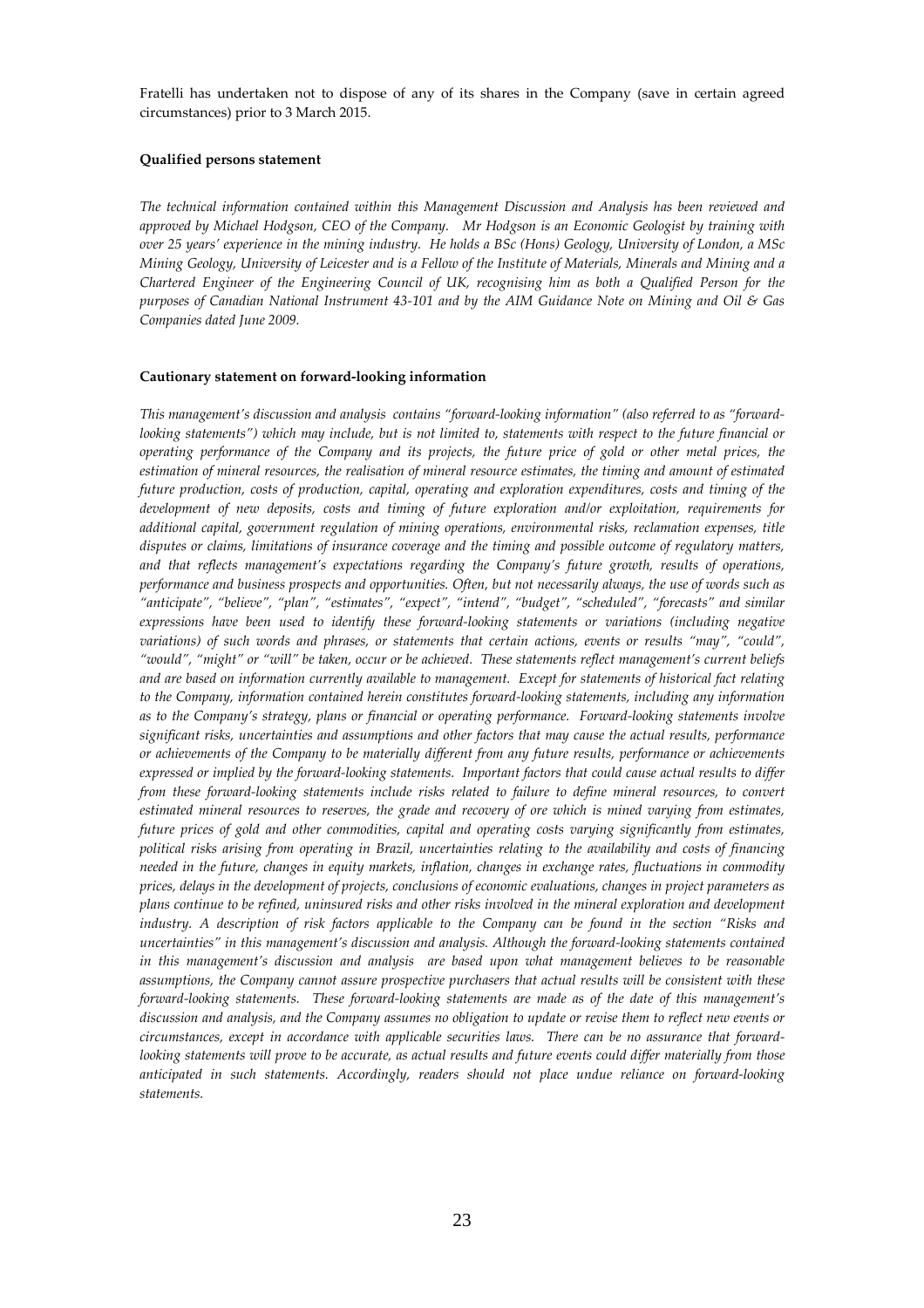Fratelli has undertaken not to dispose of any of its shares in the Company (save in certain agreed circumstances) prior to 3 March 2015.

**Qualified persons statement**

*The technical information contained within this Management Discussion and Analysis has been reviewed and approved by Michael Hodgson, CEO of the Company. Mr Hodgson is an Economic Geologist by training with over 25 years' experience in the mining industry. He holds a BSc (Hons) Geology, University of London, a MSc Mining Geology, University of Leicester and is a Fellow of the Institute of Materials, Minerals and Mining and a Chartered Engineer of the Engineering Council of UK, recognising him as both a Qualified Person for the purposes of Canadian National Instrument 43-101 and by the AIM Guidance Note on Mining and Oil & Gas Companies dated June 2009.*

**Cautionary statement on forward-looking information**

*This management's discussion and analysis contains "forward-looking information" (also referred to as "forward-looking statements") which may include, but is not limited to, statements with respect to the future financial or operating performance of the Company and its projects, the future price of gold or other metal prices, the estimation of mineral resources, the realisation of mineral resource estimates, the timing and amount of estimated future production, costs of production, capital, operating and exploration expenditures, costs and timing of the development of new deposits, costs and timing of future exploration and/or exploitation, requirements for additional capital, government regulation of mining operations, environmental risks, reclamation expenses, title disputes or claims, limitations of insurance coverage and the timing and possible outcome of regulatory matters, and that reflects management's expectations regarding the Company's future growth, results of operations, performance and business prospects and opportunities. Often, but not necessarily always, the use of words such as "anticipate", "believe", "plan", "estimates", "expect", "intend", "budget", "scheduled", "forecasts" and similar expressions have been used to identify these forward-looking statements or variations (including negative variations) of such words and phrases, or statements that certain actions, events or results "may", "could", "would", "might" or "will" be taken, occur or be achieved. These statements reflect management's current beliefs and are based on information currently available to management. Except for statements of historical fact relating to the Company, information contained herein constitutes forward-looking statements, including any information as to the Company's strategy, plans or financial or operating performance. Forward-looking statements involve significant risks, uncertainties and assumptions and other factors that may cause the actual results, performance or achievements of the Company to be materially different from any future results, performance or achievements expressed or implied by the forward-looking statements. Important factors that could cause actual results to differ from these forward-looking statements include risks related to failure to define mineral resources, to convert estimated mineral resources to reserves, the grade and recovery of ore which is mined varying from estimates, future prices of gold and other commodities, capital and operating costs varying significantly from estimates, political risks arising from operating in Brazil, uncertainties relating to the availability and costs of financing needed in the future, changes in equity markets, inflation, changes in exchange rates, fluctuations in commodity prices, delays in the development of projects, conclusions of economic evaluations, changes in project parameters as plans continue to be refined, uninsured risks and other risks involved in the mineral exploration and development industry. A description of risk factors applicable to the Company can be found in the section "Risks and uncertainties" in this management's discussion and analysis. Although the forward-looking statements contained in this management's discussion and analysis are based upon what management believes to be reasonable assumptions, the Company cannot assure prospective purchasers that actual results will be consistent with these forward-looking statements. These forward-looking statements are made as of the date of this management's discussion and analysis, and the Company assumes no obligation to update or revise them to reflect new events or circumstances, except in accordance with applicable securities laws. There can be no assurance that forward-looking statements will prove to be accurate, as actual results and future events could differ materially from those anticipated in such statements. Accordingly, readers should not place undue reliance on forward-looking statements.*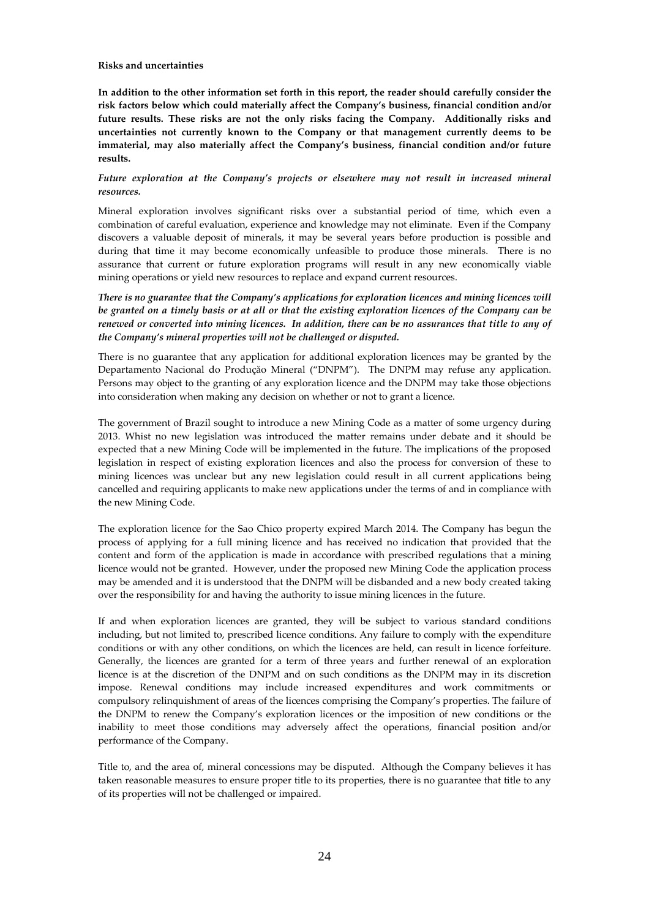**Risks and uncertainties**

**In addition to the other information set forth in this report, the reader should carefully consider the risk factors below which could materially affect the Company's business, financial condition and/or future results. These risks are not the only risks facing the Company. Additionally risks and uncertainties not currently known to the Company or that management currently deems to be immaterial, may also materially affect the Company's business, financial condition and/or future results.**

***Future exploration at the Company's projects or elsewhere may not result in increased mineral resources.***

Mineral exploration involves significant risks over a substantial period of time, which even a combination of careful evaluation, experience and knowledge may not eliminate. Even if the Company discovers a valuable deposit of minerals, it may be several years before production is possible and during that time it may become economically unfeasible to produce those minerals. There is no assurance that current or future exploration programs will result in any new economically viable mining operations or yield new resources to replace and expand current resources.

***There is no guarantee that the Company's applications for exploration licences and mining licences will be granted on a timely basis or at all or that the existing exploration licences of the Company can be renewed or converted into mining licences. In addition, there can be no assurances that title to any of the Company's mineral properties will not be challenged or disputed.***

There is no guarantee that any application for additional exploration licences may be granted by the Departamento Nacional do Produção Mineral ("DNPM"). The DNPM may refuse any application. Persons may object to the granting of any exploration licence and the DNPM may take those objections into consideration when making any decision on whether or not to grant a licence.

The government of Brazil sought to introduce a new Mining Code as a matter of some urgency during 2013. Whist no new legislation was introduced the matter remains under debate and it should be expected that a new Mining Code will be implemented in the future. The implications of the proposed legislation in respect of existing exploration licences and also the process for conversion of these to mining licences was unclear but any new legislation could result in all current applications being cancelled and requiring applicants to make new applications under the terms of and in compliance with the new Mining Code.

The exploration licence for the Sao Chico property expired March 2014. The Company has begun the process of applying for a full mining licence and has received no indication that provided that the content and form of the application is made in accordance with prescribed regulations that a mining licence would not be granted. However, under the proposed new Mining Code the application process may be amended and it is understood that the DNPM will be disbanded and a new body created taking over the responsibility for and having the authority to issue mining licences in the future.

If and when exploration licences are granted, they will be subject to various standard conditions including, but not limited to, prescribed licence conditions. Any failure to comply with the expenditure conditions or with any other conditions, on which the licences are held, can result in licence forfeiture. Generally, the licences are granted for a term of three years and further renewal of an exploration licence is at the discretion of the DNPM and on such conditions as the DNPM may in its discretion impose. Renewal conditions may include increased expenditures and work commitments or compulsory relinquishment of areas of the licences comprising the Company's properties. The failure of the DNPM to renew the Company's exploration licences or the imposition of new conditions or the inability to meet those conditions may adversely affect the operations, financial position and/or performance of the Company.

Title to, and the area of, mineral concessions may be disputed. Although the Company believes it has taken reasonable measures to ensure proper title to its properties, there is no guarantee that title to any of its properties will not be challenged or impaired.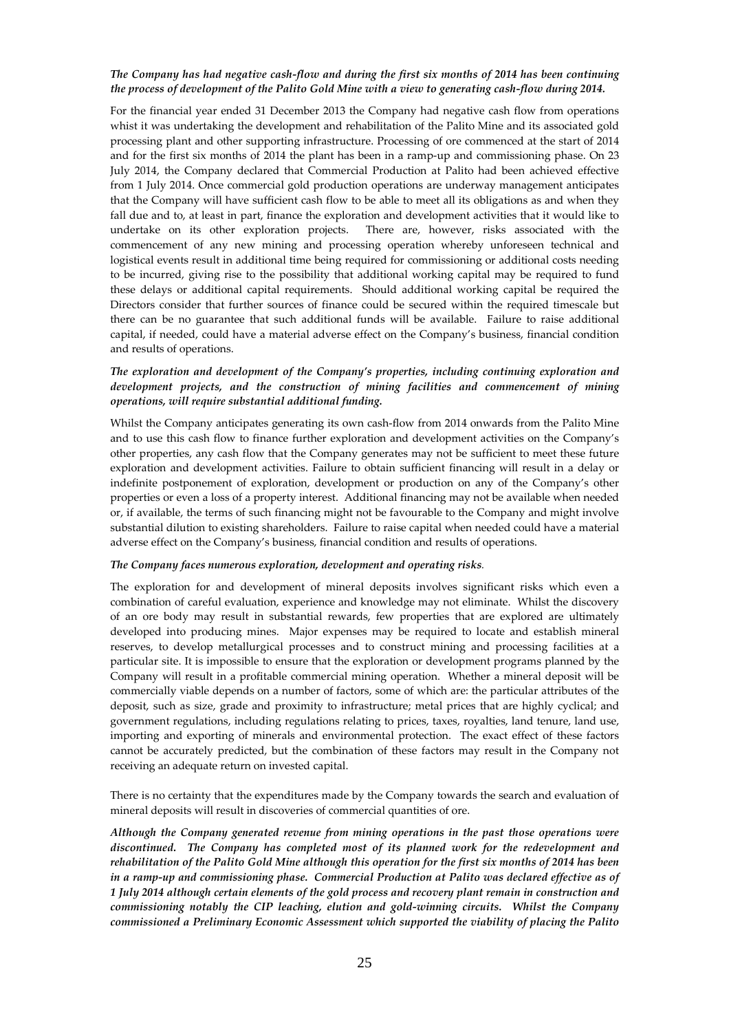***The Company has had negative cash-flow and during the first six months of 2014 has been continuing the process of development of the Palito Gold Mine with a view to generating cash-flow during 2014.***

For the financial year ended 31 December 2013 the Company had negative cash flow from operations whist it was undertaking the development and rehabilitation of the Palito Mine and its associated gold processing plant and other supporting infrastructure. Processing of ore commenced at the start of 2014 and for the first six months of 2014 the plant has been in a ramp-up and commissioning phase. On 23 July 2014, the Company declared that Commercial Production at Palito had been achieved effective from 1 July 2014. Once commercial gold production operations are underway management anticipates that the Company will have sufficient cash flow to be able to meet all its obligations as and when they fall due and to, at least in part, finance the exploration and development activities that it would like to undertake on its other exploration projects. There are, however, risks associated with the commencement of any new mining and processing operation whereby unforeseen technical and logistical events result in additional time being required for commissioning or additional costs needing to be incurred, giving rise to the possibility that additional working capital may be required to fund these delays or additional capital requirements. Should additional working capital be required the Directors consider that further sources of finance could be secured within the required timescale but there can be no guarantee that such additional funds will be available. Failure to raise additional capital, if needed, could have a material adverse effect on the Company's business, financial condition and results of operations.

***The exploration and development of the Company's properties, including continuing exploration and development projects, and the construction of mining facilities and commencement of mining operations, will require substantial additional funding.***

Whilst the Company anticipates generating its own cash-flow from 2014 onwards from the Palito Mine and to use this cash flow to finance further exploration and development activities on the Company's other properties, any cash flow that the Company generates may not be sufficient to meet these future exploration and development activities. Failure to obtain sufficient financing will result in a delay or indefinite postponement of exploration, development or production on any of the Company's other properties or even a loss of a property interest. Additional financing may not be available when needed or, if available, the terms of such financing might not be favourable to the Company and might involve substantial dilution to existing shareholders. Failure to raise capital when needed could have a material adverse effect on the Company's business, financial condition and results of operations.

***The Company faces numerous exploration, development and operating risks.***

The exploration for and development of mineral deposits involves significant risks which even a combination of careful evaluation, experience and knowledge may not eliminate. Whilst the discovery of an ore body may result in substantial rewards, few properties that are explored are ultimately developed into producing mines. Major expenses may be required to locate and establish mineral reserves, to develop metallurgical processes and to construct mining and processing facilities at a particular site. It is impossible to ensure that the exploration or development programs planned by the Company will result in a profitable commercial mining operation. Whether a mineral deposit will be commercially viable depends on a number of factors, some of which are: the particular attributes of the deposit, such as size, grade and proximity to infrastructure; metal prices that are highly cyclical; and government regulations, including regulations relating to prices, taxes, royalties, land tenure, land use, importing and exporting of minerals and environmental protection. The exact effect of these factors cannot be accurately predicted, but the combination of these factors may result in the Company not receiving an adequate return on invested capital.

There is no certainty that the expenditures made by the Company towards the search and evaluation of mineral deposits will result in discoveries of commercial quantities of ore.

***Although the Company generated revenue from mining operations in the past those operations were discontinued. The Company has completed most of its planned work for the redevelopment and rehabilitation of the Palito Gold Mine although this operation for the first six months of 2014 has been in a ramp-up and commissioning phase. Commercial Production at Palito was declared effective as of 1 July 2014 although certain elements of the gold process and recovery plant remain in construction and commissioning notably the CIP leaching, elution and gold-winning circuits. Whilst the Company commissioned a Preliminary Economic Assessment which supported the viability of placing the Palito***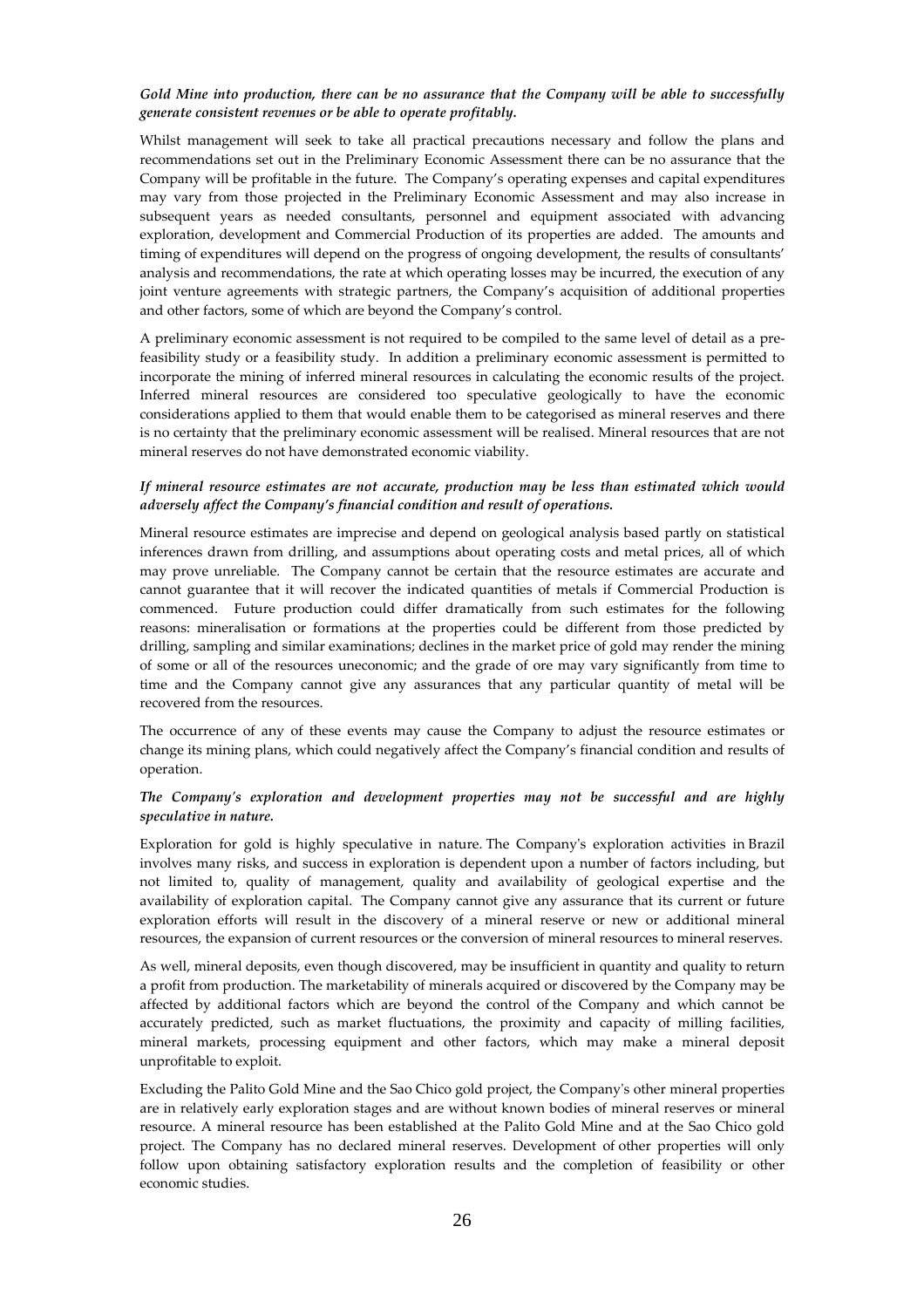*Gold Mine into production, there can be no assurance that the Company will be able to successfully generate consistent revenues or be able to operate profitably.*

Whilst management will seek to take all practical precautions necessary and follow the plans and recommendations set out in the Preliminary Economic Assessment there can be no assurance that the Company will be profitable in the future. The Company's operating expenses and capital expenditures may vary from those projected in the Preliminary Economic Assessment and may also increase in subsequent years as needed consultants, personnel and equipment associated with advancing exploration, development and Commercial Production of its properties are added. The amounts and timing of expenditures will depend on the progress of ongoing development, the results of consultants' analysis and recommendations, the rate at which operating losses may be incurred, the execution of any joint venture agreements with strategic partners, the Company's acquisition of additional properties and other factors, some of which are beyond the Company's control.

A preliminary economic assessment is not required to be compiled to the same level of detail as a pre-feasibility study or a feasibility study. In addition a preliminary economic assessment is permitted to incorporate the mining of inferred mineral resources in calculating the economic results of the project. Inferred mineral resources are considered too speculative geologically to have the economic considerations applied to them that would enable them to be categorised as mineral reserves and there is no certainty that the preliminary economic assessment will be realised. Mineral resources that are not mineral reserves do not have demonstrated economic viability.

***If mineral resource estimates are not accurate, production may be less than estimated which would adversely affect the Company's financial condition and result of operations.***

Mineral resource estimates are imprecise and depend on geological analysis based partly on statistical inferences drawn from drilling, and assumptions about operating costs and metal prices, all of which may prove unreliable. The Company cannot be certain that the resource estimates are accurate and cannot guarantee that it will recover the indicated quantities of metals if Commercial Production is commenced. Future production could differ dramatically from such estimates for the following reasons: mineralisation or formations at the properties could be different from those predicted by drilling, sampling and similar examinations; declines in the market price of gold may render the mining of some or all of the resources uneconomic; and the grade of ore may vary significantly from time to time and the Company cannot give any assurances that any particular quantity of metal will be recovered from the resources.

The occurrence of any of these events may cause the Company to adjust the resource estimates or change its mining plans, which could negatively affect the Company's financial condition and results of operation.

***The Company's exploration and development properties may not be successful and are highly speculative in nature.***

Exploration for gold is highly speculative in nature. The Company's exploration activities in Brazil involves many risks, and success in exploration is dependent upon a number of factors including, but not limited to, quality of management, quality and availability of geological expertise and the availability of exploration capital. The Company cannot give any assurance that its current or future exploration efforts will result in the discovery of a mineral reserve or new or additional mineral resources, the expansion of current resources or the conversion of mineral resources to mineral reserves.

As well, mineral deposits, even though discovered, may be insufficient in quantity and quality to return a profit from production. The marketability of minerals acquired or discovered by the Company may be affected by additional factors which are beyond the control of the Company and which cannot be accurately predicted, such as market fluctuations, the proximity and capacity of milling facilities, mineral markets, processing equipment and other factors, which may make a mineral deposit unprofitable to exploit.

Excluding the Palito Gold Mine and the Sao Chico gold project, the Company's other mineral properties are in relatively early exploration stages and are without known bodies of mineral reserves or mineral resource. A mineral resource has been established at the Palito Gold Mine and at the Sao Chico gold project. The Company has no declared mineral reserves. Development of other properties will only follow upon obtaining satisfactory exploration results and the completion of feasibility or other economic studies.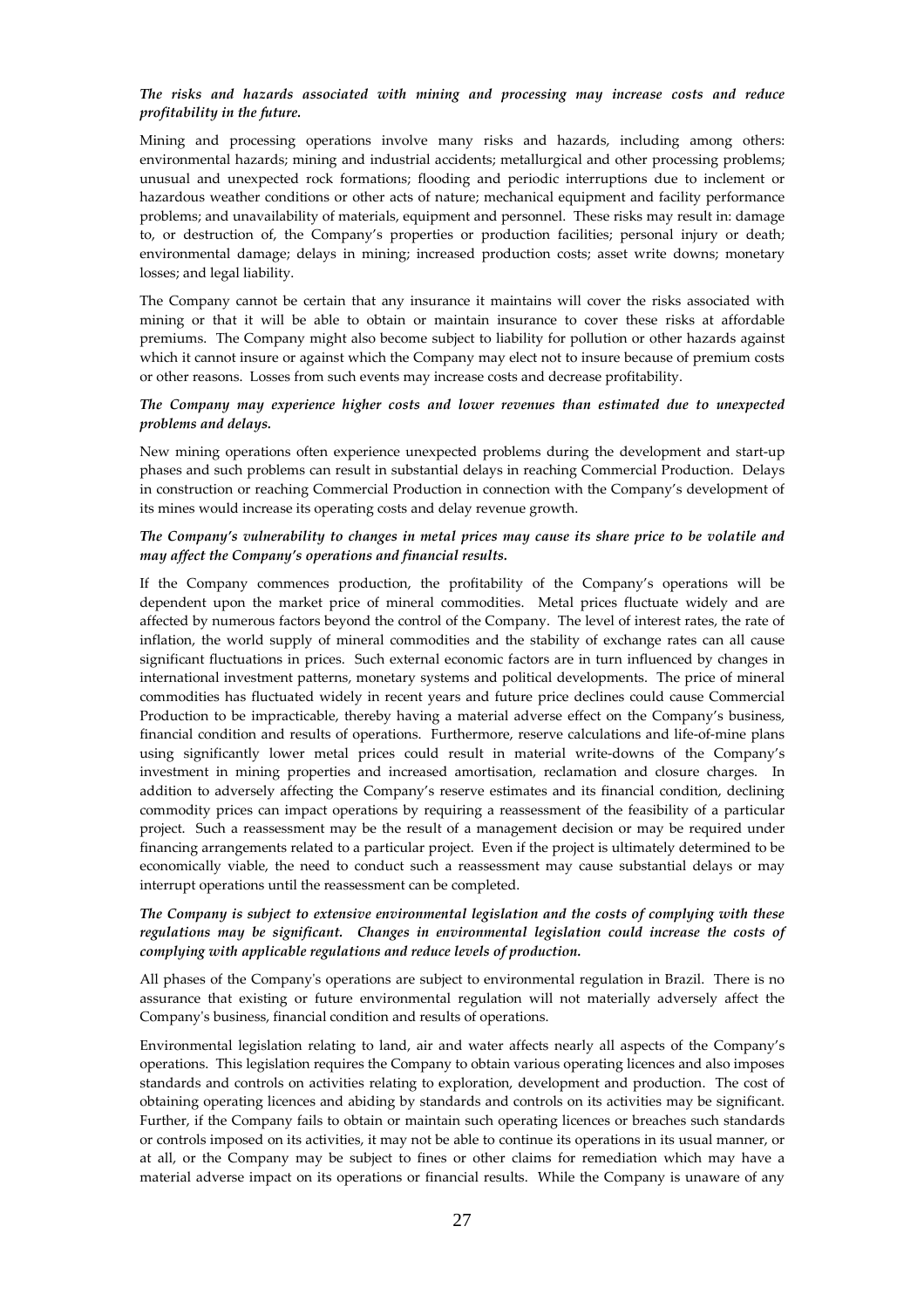***The risks and hazards associated with mining and processing may increase costs and reduce profitability in the future.***

Mining and processing operations involve many risks and hazards, including among others: environmental hazards; mining and industrial accidents; metallurgical and other processing problems; unusual and unexpected rock formations; flooding and periodic interruptions due to inclement or hazardous weather conditions or other acts of nature; mechanical equipment and facility performance problems; and unavailability of materials, equipment and personnel. These risks may result in: damage to, or destruction of, the Company's properties or production facilities; personal injury or death; environmental damage; delays in mining; increased production costs; asset write downs; monetary losses; and legal liability.

The Company cannot be certain that any insurance it maintains will cover the risks associated with mining or that it will be able to obtain or maintain insurance to cover these risks at affordable premiums. The Company might also become subject to liability for pollution or other hazards against which it cannot insure or against which the Company may elect not to insure because of premium costs or other reasons. Losses from such events may increase costs and decrease profitability.

***The Company may experience higher costs and lower revenues than estimated due to unexpected problems and delays.***

New mining operations often experience unexpected problems during the development and start-up phases and such problems can result in substantial delays in reaching Commercial Production. Delays in construction or reaching Commercial Production in connection with the Company's development of its mines would increase its operating costs and delay revenue growth.

***The Company's vulnerability to changes in metal prices may cause its share price to be volatile and may affect the Company's operations and financial results.***

If the Company commences production, the profitability of the Company's operations will be dependent upon the market price of mineral commodities. Metal prices fluctuate widely and are affected by numerous factors beyond the control of the Company. The level of interest rates, the rate of inflation, the world supply of mineral commodities and the stability of exchange rates can all cause significant fluctuations in prices. Such external economic factors are in turn influenced by changes in international investment patterns, monetary systems and political developments. The price of mineral commodities has fluctuated widely in recent years and future price declines could cause Commercial Production to be impracticable, thereby having a material adverse effect on the Company's business, financial condition and results of operations. Furthermore, reserve calculations and life-of-mine plans using significantly lower metal prices could result in material write-downs of the Company's investment in mining properties and increased amortisation, reclamation and closure charges. In addition to adversely affecting the Company's reserve estimates and its financial condition, declining commodity prices can impact operations by requiring a reassessment of the feasibility of a particular project. Such a reassessment may be the result of a management decision or may be required under financing arrangements related to a particular project. Even if the project is ultimately determined to be economically viable, the need to conduct such a reassessment may cause substantial delays or may interrupt operations until the reassessment can be completed.

***The Company is subject to extensive environmental legislation and the costs of complying with these regulations may be significant. Changes in environmental legislation could increase the costs of complying with applicable regulations and reduce levels of production.***

All phases of the Company's operations are subject to environmental regulation in Brazil. There is no assurance that existing or future environmental regulation will not materially adversely affect the Company's business, financial condition and results of operations.

Environmental legislation relating to land, air and water affects nearly all aspects of the Company's operations. This legislation requires the Company to obtain various operating licences and also imposes standards and controls on activities relating to exploration, development and production. The cost of obtaining operating licences and abiding by standards and controls on its activities may be significant. Further, if the Company fails to obtain or maintain such operating licences or breaches such standards or controls imposed on its activities, it may not be able to continue its operations in its usual manner, or at all, or the Company may be subject to fines or other claims for remediation which may have a material adverse impact on its operations or financial results. While the Company is unaware of any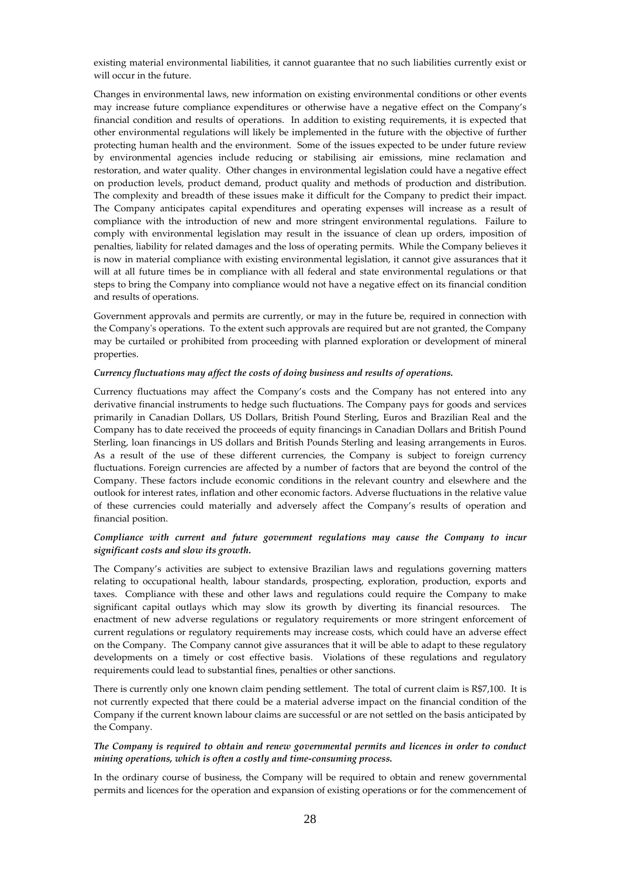existing material environmental liabilities, it cannot guarantee that no such liabilities currently exist or will occur in the future.

Changes in environmental laws, new information on existing environmental conditions or other events may increase future compliance expenditures or otherwise have a negative effect on the Company's financial condition and results of operations. In addition to existing requirements, it is expected that other environmental regulations will likely be implemented in the future with the objective of further protecting human health and the environment. Some of the issues expected to be under future review by environmental agencies include reducing or stabilising air emissions, mine reclamation and restoration, and water quality. Other changes in environmental legislation could have a negative effect on production levels, product demand, product quality and methods of production and distribution. The complexity and breadth of these issues make it difficult for the Company to predict their impact. The Company anticipates capital expenditures and operating expenses will increase as a result of compliance with the introduction of new and more stringent environmental regulations. Failure to comply with environmental legislation may result in the issuance of clean up orders, imposition of penalties, liability for related damages and the loss of operating permits. While the Company believes it is now in material compliance with existing environmental legislation, it cannot give assurances that it will at all future times be in compliance with all federal and state environmental regulations or that steps to bring the Company into compliance would not have a negative effect on its financial condition and results of operations.

Government approvals and permits are currently, or may in the future be, required in connection with the Company's operations. To the extent such approvals are required but are not granted, the Company may be curtailed or prohibited from proceeding with planned exploration or development of mineral properties.

***Currency fluctuations may affect the costs of doing business and results of operations.***

Currency fluctuations may affect the Company's costs and the Company has not entered into any derivative financial instruments to hedge such fluctuations. The Company pays for goods and services primarily in Canadian Dollars, US Dollars, British Pound Sterling, Euros and Brazilian Real and the Company has to date received the proceeds of equity financings in Canadian Dollars and British Pound Sterling, loan financings in US dollars and British Pounds Sterling and leasing arrangements in Euros. As a result of the use of these different currencies, the Company is subject to foreign currency fluctuations. Foreign currencies are affected by a number of factors that are beyond the control of the Company. These factors include economic conditions in the relevant country and elsewhere and the outlook for interest rates, inflation and other economic factors. Adverse fluctuations in the relative value of these currencies could materially and adversely affect the Company's results of operation and financial position.

***Compliance with current and future government regulations may cause the Company to incur significant costs and slow its growth.***

The Company's activities are subject to extensive Brazilian laws and regulations governing matters relating to occupational health, labour standards, prospecting, exploration, production, exports and taxes. Compliance with these and other laws and regulations could require the Company to make significant capital outlays which may slow its growth by diverting its financial resources. The enactment of new adverse regulations or regulatory requirements or more stringent enforcement of current regulations or regulatory requirements may increase costs, which could have an adverse effect on the Company. The Company cannot give assurances that it will be able to adapt to these regulatory developments on a timely or cost effective basis. Violations of these regulations and regulatory requirements could lead to substantial fines, penalties or other sanctions.

There is currently only one known claim pending settlement. The total of current claim is R$7,100. It is not currently expected that there could be a material adverse impact on the financial condition of the Company if the current known labour claims are successful or are not settled on the basis anticipated by the Company.

***The Company is required to obtain and renew governmental permits and licences in order to conduct mining operations, which is often a costly and time-consuming process.***

In the ordinary course of business, the Company will be required to obtain and renew governmental permits and licences for the operation and expansion of existing operations or for the commencement of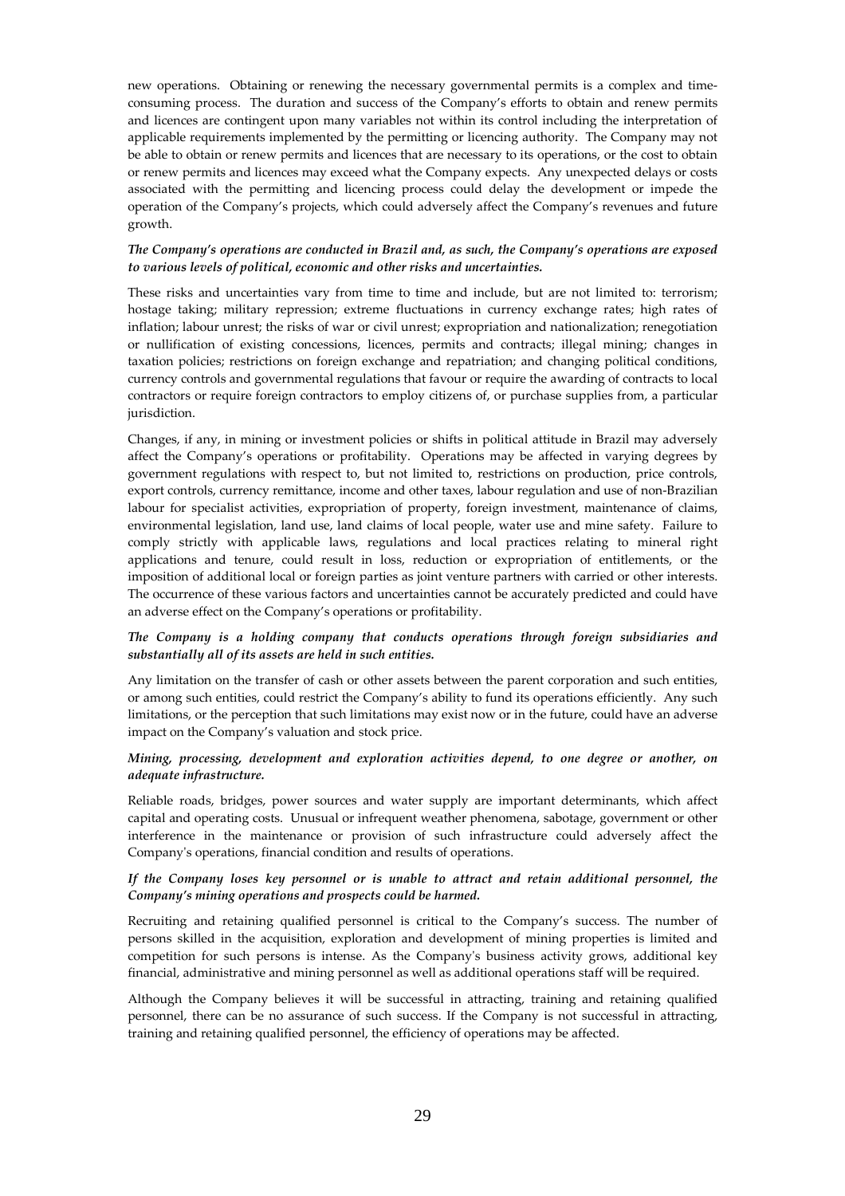new operations. Obtaining or renewing the necessary governmental permits is a complex and time-consuming process. The duration and success of the Company's efforts to obtain and renew permits and licences are contingent upon many variables not within its control including the interpretation of applicable requirements implemented by the permitting or licencing authority. The Company may not be able to obtain or renew permits and licences that are necessary to its operations, or the cost to obtain or renew permits and licences may exceed what the Company expects. Any unexpected delays or costs associated with the permitting and licencing process could delay the development or impede the operation of the Company's projects, which could adversely affect the Company's revenues and future growth.

***The Company's operations are conducted in Brazil and, as such, the Company's operations are exposed to various levels of political, economic and other risks and uncertainties.***

These risks and uncertainties vary from time to time and include, but are not limited to: terrorism; hostage taking; military repression; extreme fluctuations in currency exchange rates; high rates of inflation; labour unrest; the risks of war or civil unrest; expropriation and nationalization; renegotiation or nullification of existing concessions, licences, permits and contracts; illegal mining; changes in taxation policies; restrictions on foreign exchange and repatriation; and changing political conditions, currency controls and governmental regulations that favour or require the awarding of contracts to local contractors or require foreign contractors to employ citizens of, or purchase supplies from, a particular jurisdiction.

Changes, if any, in mining or investment policies or shifts in political attitude in Brazil may adversely affect the Company's operations or profitability. Operations may be affected in varying degrees by government regulations with respect to, but not limited to, restrictions on production, price controls, export controls, currency remittance, income and other taxes, labour regulation and use of non-Brazilian labour for specialist activities, expropriation of property, foreign investment, maintenance of claims, environmental legislation, land use, land claims of local people, water use and mine safety. Failure to comply strictly with applicable laws, regulations and local practices relating to mineral right applications and tenure, could result in loss, reduction or expropriation of entitlements, or the imposition of additional local or foreign parties as joint venture partners with carried or other interests. The occurrence of these various factors and uncertainties cannot be accurately predicted and could have an adverse effect on the Company's operations or profitability.

***The Company is a holding company that conducts operations through foreign subsidiaries and substantially all of its assets are held in such entities.***

Any limitation on the transfer of cash or other assets between the parent corporation and such entities, or among such entities, could restrict the Company's ability to fund its operations efficiently. Any such limitations, or the perception that such limitations may exist now or in the future, could have an adverse impact on the Company's valuation and stock price.

***Mining, processing, development and exploration activities depend, to one degree or another, on adequate infrastructure.***

Reliable roads, bridges, power sources and water supply are important determinants, which affect capital and operating costs. Unusual or infrequent weather phenomena, sabotage, government or other interference in the maintenance or provision of such infrastructure could adversely affect the Company's operations, financial condition and results of operations.

***If the Company loses key personnel or is unable to attract and retain additional personnel, the Company's mining operations and prospects could be harmed.***

Recruiting and retaining qualified personnel is critical to the Company's success. The number of persons skilled in the acquisition, exploration and development of mining properties is limited and competition for such persons is intense. As the Company's business activity grows, additional key financial, administrative and mining personnel as well as additional operations staff will be required.

Although the Company believes it will be successful in attracting, training and retaining qualified personnel, there can be no assurance of such success. If the Company is not successful in attracting, training and retaining qualified personnel, the efficiency of operations may be affected.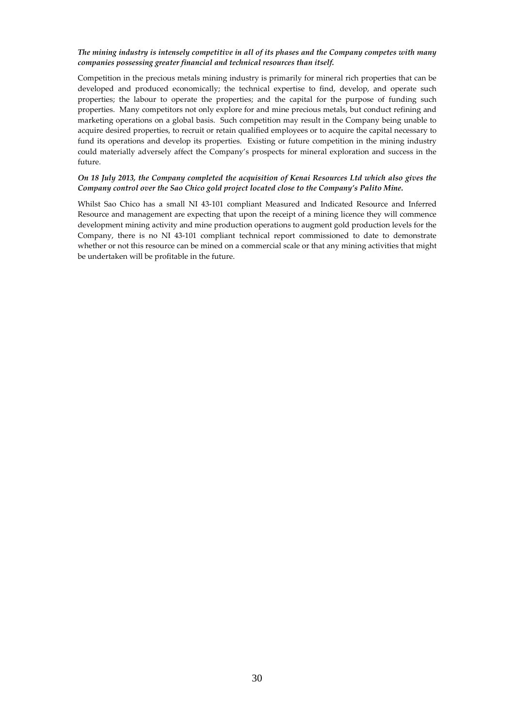***The mining industry is intensely competitive in all of its phases and the Company competes with many companies possessing greater financial and technical resources than itself.***

Competition in the precious metals mining industry is primarily for mineral rich properties that can be developed and produced economically; the technical expertise to find, develop, and operate such properties; the labour to operate the properties; and the capital for the purpose of funding such properties. Many competitors not only explore for and mine precious metals, but conduct refining and marketing operations on a global basis. Such competition may result in the Company being unable to acquire desired properties, to recruit or retain qualified employees or to acquire the capital necessary to fund its operations and develop its properties. Existing or future competition in the mining industry could materially adversely affect the Company's prospects for mineral exploration and success in the future.

***On 18 July 2013, the Company completed the acquisition of Kenai Resources Ltd which also gives the Company control over the Sao Chico gold project located close to the Company's Palito Mine.***

Whilst Sao Chico has a small NI 43-101 compliant Measured and Indicated Resource and Inferred Resource and management are expecting that upon the receipt of a mining licence they will commence development mining activity and mine production operations to augment gold production levels for the Company, there is no NI 43-101 compliant technical report commissioned to date to demonstrate whether or not this resource can be mined on a commercial scale or that any mining activities that might be undertaken will be profitable in the future.